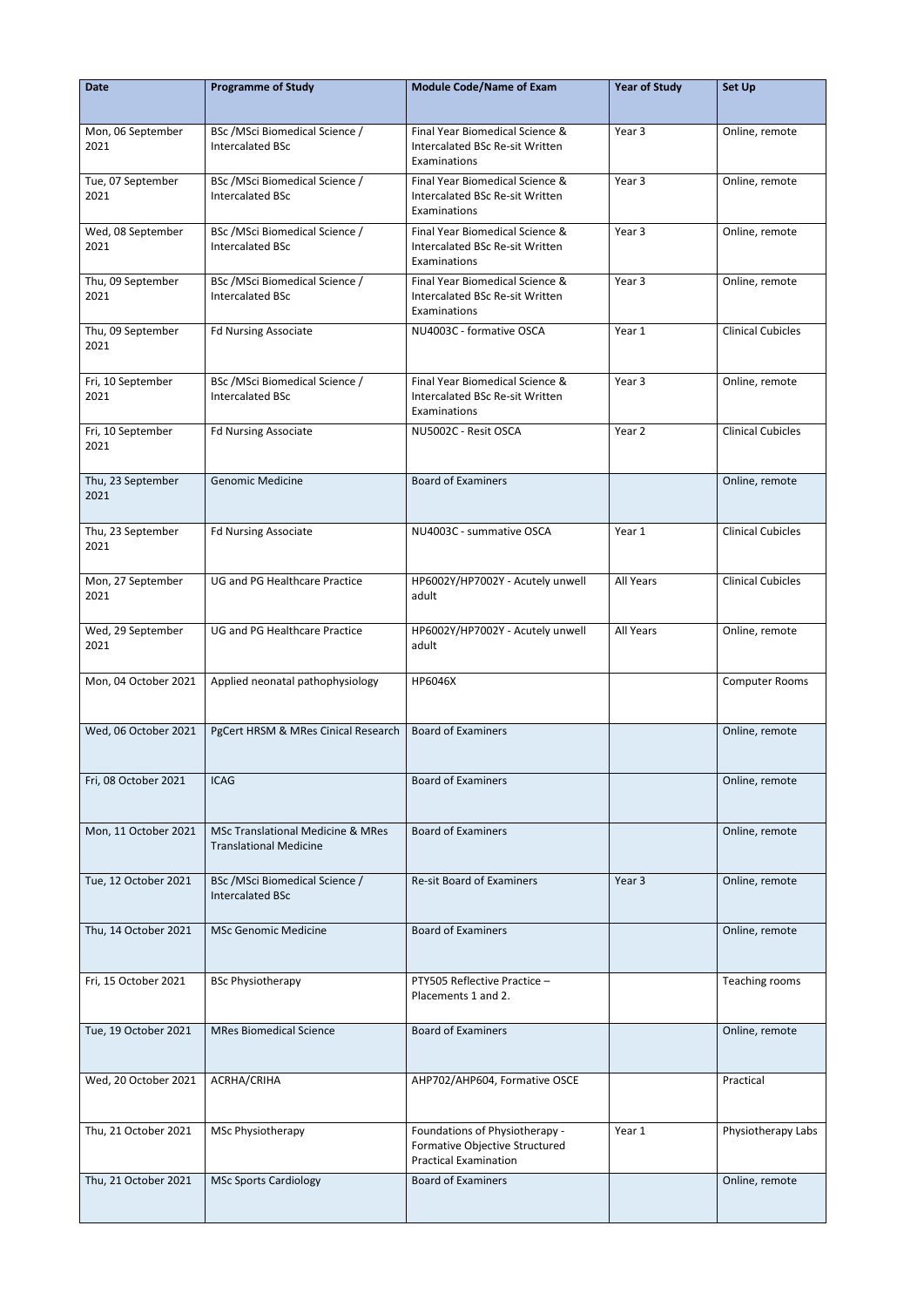| Date | Programme of Study | Module Code/Name of Exam | Year of Study | Set Up |
|---|---|---|---|---|
| Mon, 06 September 2021 | BSc /MSci Biomedical Science / Intercalated BSc | Final Year Biomedical Science & Intercalated BSc Re-sit Written Examinations | Year 3 | Online, remote |
| Tue, 07 September 2021 | BSc /MSci Biomedical Science / Intercalated BSc | Final Year Biomedical Science & Intercalated BSc Re-sit Written Examinations | Year 3 | Online, remote |
| Wed, 08 September 2021 | BSc /MSci Biomedical Science / Intercalated BSc | Final Year Biomedical Science & Intercalated BSc Re-sit Written Examinations | Year 3 | Online, remote |
| Thu, 09 September 2021 | BSc /MSci Biomedical Science / Intercalated BSc | Final Year Biomedical Science & Intercalated BSc Re-sit Written Examinations | Year 3 | Online, remote |
| Thu, 09 September 2021 | Fd Nursing Associate | NU4003C - formative OSCA | Year 1 | Clinical Cubicles |
| Fri, 10 September 2021 | BSc /MSci Biomedical Science / Intercalated BSc | Final Year Biomedical Science & Intercalated BSc Re-sit Written Examinations | Year 3 | Online, remote |
| Fri, 10 September 2021 | Fd Nursing Associate | NU5002C - Resit OSCA | Year 2 | Clinical Cubicles |
| Thu, 23 September 2021 | Genomic Medicine | Board of Examiners | | Online, remote |
| Thu, 23 September 2021 | Fd Nursing Associate | NU4003C - summative OSCA | Year 1 | Clinical Cubicles |
| Mon, 27 September 2021 | UG and PG Healthcare Practice | HP6002Y/HP7002Y - Acutely unwell adult | All Years | Clinical Cubicles |
| Wed, 29 September 2021 | UG and PG Healthcare Practice | HP6002Y/HP7002Y - Acutely unwell adult | All Years | Online, remote |
| Mon, 04 October 2021 | Applied neonatal pathophysiology | HP6046X | | Computer Rooms |
| Wed, 06 October 2021 | PgCert HRSM & MRes Cinical Research | Board of Examiners | | Online, remote |
| Fri, 08 October 2021 | ICAG | Board of Examiners | | Online, remote |
| Mon, 11 October 2021 | MSc Translational Medicine & MRes Translational Medicine | Board of Examiners | | Online, remote |
| Tue, 12 October 2021 | BSc /MSci Biomedical Science / Intercalated BSc | Re-sit Board of Examiners | Year 3 | Online, remote |
| Thu, 14 October 2021 | MSc Genomic Medicine | Board of Examiners | | Online, remote |
| Fri, 15 October 2021 | BSc Physiotherapy | PTY505 Reflective Practice – Placements 1 and 2. | | Teaching rooms |
| Tue, 19 October 2021 | MRes Biomedical Science | Board of Examiners | | Online, remote |
| Wed, 20 October 2021 | ACRHA/CRIHA | AHP702/AHP604, Formative OSCE | | Practical |
| Thu, 21 October 2021 | MSc Physiotherapy | Foundations of Physiotherapy - Formative Objective Structured Practical Examination | Year 1 | Physiotherapy Labs |
| Thu, 21 October 2021 | MSc Sports Cardiology | Board of Examiners | | Online, remote |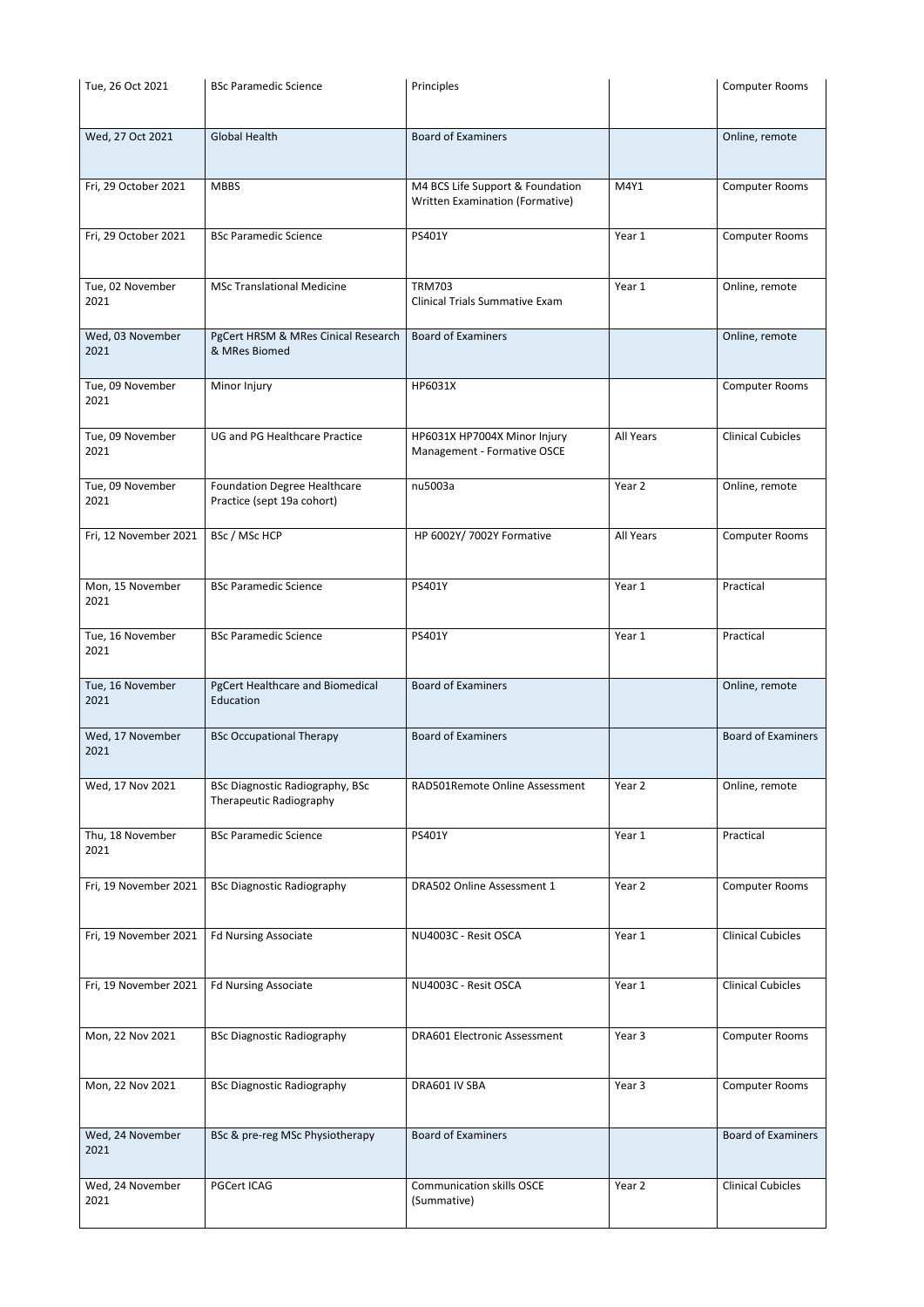| Tue, 26 Oct 2021 | BSc Paramedic Science | Principles | | Computer Rooms |
|---|---|---|---|---|
| Wed, 27 Oct 2021 | Global Health | Board of Examiners | | Online, remote |
| Fri, 29 October 2021 | MBBS | M4 BCS Life Support & Foundation Written Examination (Formative) | M4Y1 | Computer Rooms |
| Fri, 29 October 2021 | BSc Paramedic Science | PS401Y | Year 1 | Computer Rooms |
| Tue, 02 November 2021 | MSc Translational Medicine | TRM703 Clinical Trials Summative Exam | Year 1 | Online, remote |
| Wed, 03 November 2021 | PgCert HRSM & MRes Cinical Research & MRes Biomed | Board of Examiners | | Online, remote |
| Tue, 09 November 2021 | Minor Injury | HP6031X | | Computer Rooms |
| Tue, 09 November 2021 | UG and PG Healthcare Practice | HP6031X HP7004X Minor Injury Management - Formative OSCE | All Years | Clinical Cubicles |
| Tue, 09 November 2021 | Foundation Degree Healthcare Practice (sept 19a cohort) | nu5003a | Year 2 | Online, remote |
| Fri, 12 November 2021 | BSc / MSc HCP | HP 6002Y/ 7002Y Formative | All Years | Computer Rooms |
| Mon, 15 November 2021 | BSc Paramedic Science | PS401Y | Year 1 | Practical |
| Tue, 16 November 2021 | BSc Paramedic Science | PS401Y | Year 1 | Practical |
| Tue, 16 November 2021 | PgCert Healthcare and Biomedical Education | Board of Examiners | | Online, remote |
| Wed, 17 November 2021 | BSc Occupational Therapy | Board of Examiners | | Board of Examiners |
| Wed, 17 Nov 2021 | BSc Diagnostic Radiography, BSc Therapeutic Radiography | RAD501Remote Online Assessment | Year 2 | Online, remote |
| Thu, 18 November 2021 | BSc Paramedic Science | PS401Y | Year 1 | Practical |
| Fri, 19 November 2021 | BSc Diagnostic Radiography | DRA502 Online Assessment 1 | Year 2 | Computer Rooms |
| Fri, 19 November 2021 | Fd Nursing Associate | NU4003C - Resit OSCA | Year 1 | Clinical Cubicles |
| Fri, 19 November 2021 | Fd Nursing Associate | NU4003C - Resit OSCA | Year 1 | Clinical Cubicles |
| Mon, 22 Nov 2021 | BSc Diagnostic Radiography | DRA601 Electronic Assessment | Year 3 | Computer Rooms |
| Mon, 22 Nov 2021 | BSc Diagnostic Radiography | DRA601 IV SBA | Year 3 | Computer Rooms |
| Wed, 24 November 2021 | BSc & pre-reg MSc Physiotherapy | Board of Examiners | | Board of Examiners |
| Wed, 24 November 2021 | PGCert ICAG | Communication skills OSCE (Summative) | Year 2 | Clinical Cubicles |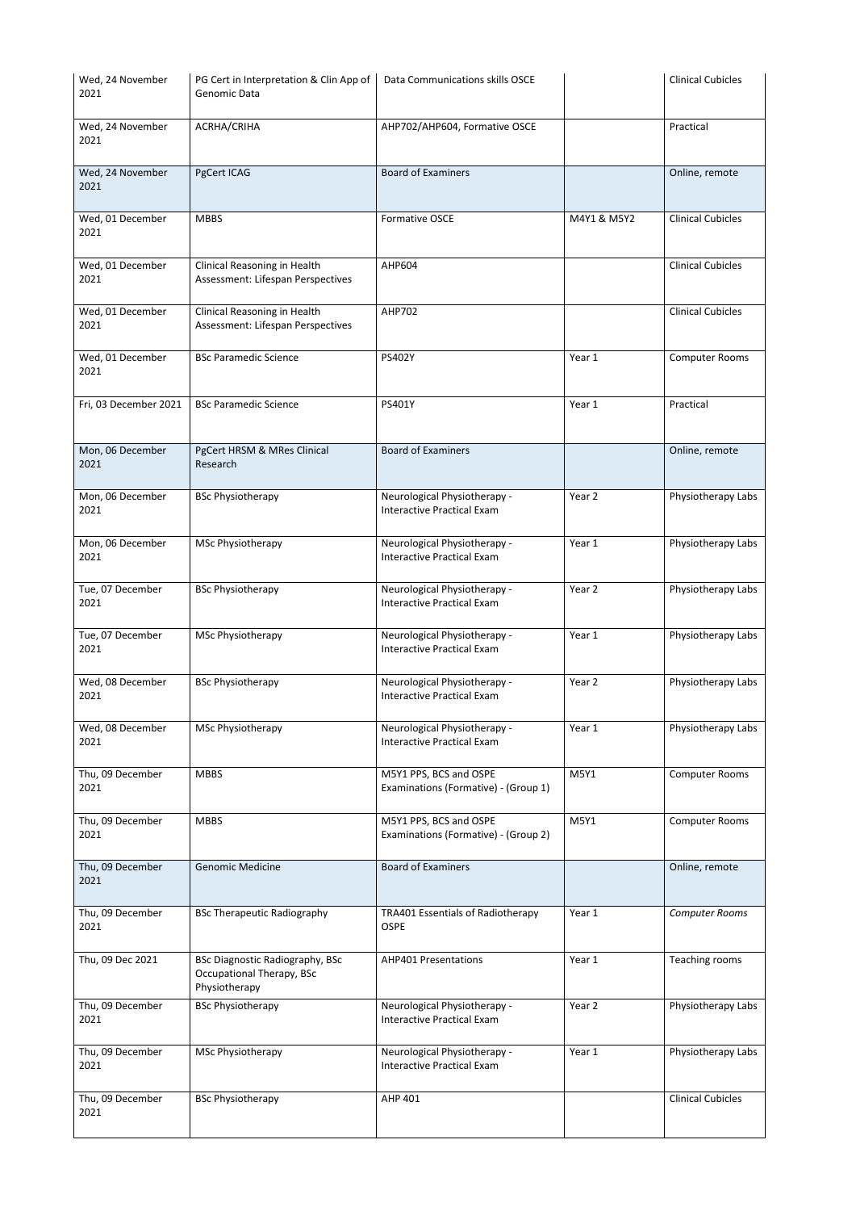| Wed, 24 November 2021 | PG Cert in Interpretation & Clin App of Genomic Data | Data Communications skills OSCE | | Clinical Cubicles |
|---|---|---|---|---|
| Wed, 24 November 2021 | ACRHA/CRIHA | AHP702/AHP604, Formative OSCE | | Practical |
| Wed, 24 November 2021 | PgCert ICAG | Board of Examiners | | Online, remote |
| Wed, 01 December 2021 | MBBS | Formative OSCE | M4Y1 & M5Y2 | Clinical Cubicles |
| Wed, 01 December 2021 | Clinical Reasoning in Health Assessment: Lifespan Perspectives | AHP604 | | Clinical Cubicles |
| Wed, 01 December 2021 | Clinical Reasoning in Health Assessment: Lifespan Perspectives | AHP702 | | Clinical Cubicles |
| Wed, 01 December 2021 | BSc Paramedic Science | PS402Y | Year 1 | Computer Rooms |
| Fri, 03 December 2021 | BSc Paramedic Science | PS401Y | Year 1 | Practical |
| Mon, 06 December 2021 | PgCert HRSM & MRes Clinical Research | Board of Examiners | | Online, remote |
| Mon, 06 December 2021 | BSc Physiotherapy | Neurological Physiotherapy - Interactive Practical Exam | Year 2 | Physiotherapy Labs |
| Mon, 06 December 2021 | MSc Physiotherapy | Neurological Physiotherapy - Interactive Practical Exam | Year 1 | Physiotherapy Labs |
| Tue, 07 December 2021 | BSc Physiotherapy | Neurological Physiotherapy - Interactive Practical Exam | Year 2 | Physiotherapy Labs |
| Tue, 07 December 2021 | MSc Physiotherapy | Neurological Physiotherapy - Interactive Practical Exam | Year 1 | Physiotherapy Labs |
| Wed, 08 December 2021 | BSc Physiotherapy | Neurological Physiotherapy - Interactive Practical Exam | Year 2 | Physiotherapy Labs |
| Wed, 08 December 2021 | MSc Physiotherapy | Neurological Physiotherapy - Interactive Practical Exam | Year 1 | Physiotherapy Labs |
| Thu, 09 December 2021 | MBBS | M5Y1 PPS, BCS and OSPE Examinations (Formative) - (Group 1) | M5Y1 | Computer Rooms |
| Thu, 09 December 2021 | MBBS | M5Y1 PPS, BCS and OSPE Examinations (Formative) - (Group 2) | M5Y1 | Computer Rooms |
| Thu, 09 December 2021 | Genomic Medicine | Board of Examiners | | Online, remote |
| Thu, 09 December 2021 | BSc Therapeutic Radiography | TRA401 Essentials of Radiotherapy OSPE | Year 1 | *Computer Rooms* |
| Thu, 09 Dec 2021 | BSc Diagnostic Radiography, BSc Occupational Therapy, BSc Physiotherapy | AHP401 Presentations | Year 1 | Teaching rooms |
| Thu, 09 December 2021 | BSc Physiotherapy | Neurological Physiotherapy - Interactive Practical Exam | Year 2 | Physiotherapy Labs |
| Thu, 09 December 2021 | MSc Physiotherapy | Neurological Physiotherapy - Interactive Practical Exam | Year 1 | Physiotherapy Labs |
| Thu, 09 December 2021 | BSc Physiotherapy | AHP 401 | | Clinical Cubicles |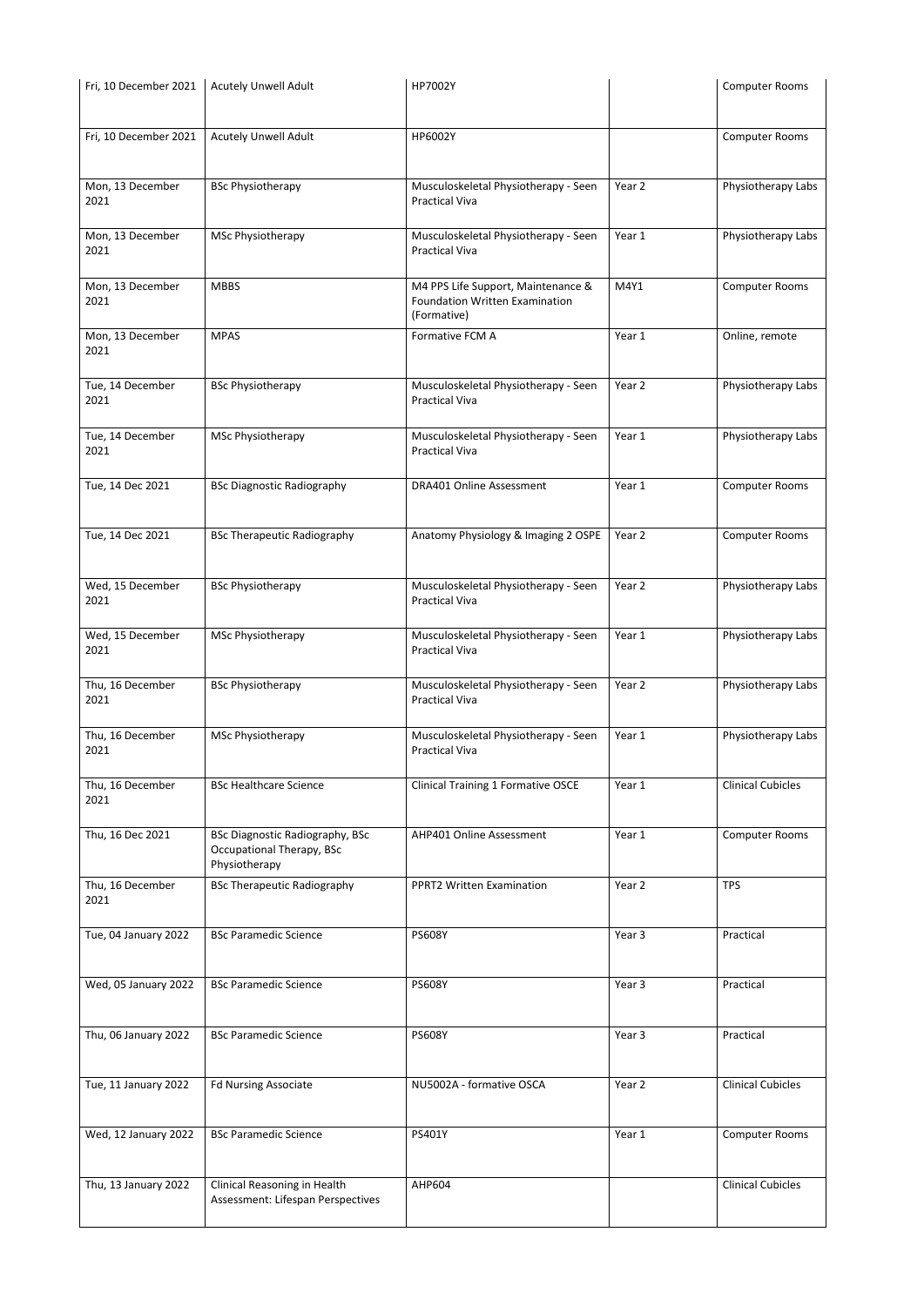| | | | | |
|---|---|---|---|---|
| Fri, 10 December 2021 | Acutely Unwell Adult | HP7002Y | | Computer Rooms |
| Fri, 10 December 2021 | Acutely Unwell Adult | HP6002Y | | Computer Rooms |
| Mon, 13 December 2021 | BSc Physiotherapy | Musculoskeletal Physiotherapy - Seen Practical Viva | Year 2 | Physiotherapy Labs |
| Mon, 13 December 2021 | MSc Physiotherapy | Musculoskeletal Physiotherapy - Seen Practical Viva | Year 1 | Physiotherapy Labs |
| Mon, 13 December 2021 | MBBS | M4 PPS Life Support, Maintenance & Foundation Written Examination (Formative) | M4Y1 | Computer Rooms |
| Mon, 13 December 2021 | MPAS | Formative FCM A | Year 1 | Online, remote |
| Tue, 14 December 2021 | BSc Physiotherapy | Musculoskeletal Physiotherapy - Seen Practical Viva | Year 2 | Physiotherapy Labs |
| Tue, 14 December 2021 | MSc Physiotherapy | Musculoskeletal Physiotherapy - Seen Practical Viva | Year 1 | Physiotherapy Labs |
| Tue, 14 Dec 2021 | BSc Diagnostic Radiography | DRA401 Online Assessment | Year 1 | Computer Rooms |
| Tue, 14 Dec 2021 | BSc Therapeutic Radiography | Anatomy Physiology & Imaging 2 OSPE | Year 2 | Computer Rooms |
| Wed, 15 December 2021 | BSc Physiotherapy | Musculoskeletal Physiotherapy - Seen Practical Viva | Year 2 | Physiotherapy Labs |
| Wed, 15 December 2021 | MSc Physiotherapy | Musculoskeletal Physiotherapy - Seen Practical Viva | Year 1 | Physiotherapy Labs |
| Thu, 16 December 2021 | BSc Physiotherapy | Musculoskeletal Physiotherapy - Seen Practical Viva | Year 2 | Physiotherapy Labs |
| Thu, 16 December 2021 | MSc Physiotherapy | Musculoskeletal Physiotherapy - Seen Practical Viva | Year 1 | Physiotherapy Labs |
| Thu, 16 December 2021 | BSc Healthcare Science | Clinical Training 1 Formative OSCE | Year 1 | Clinical Cubicles |
| Thu, 16 Dec 2021 | BSc Diagnostic Radiography, BSc Occupational Therapy, BSc Physiotherapy | AHP401 Online Assessment | Year 1 | Computer Rooms |
| Thu, 16 December 2021 | BSc Therapeutic Radiography | PPRT2 Written Examination | Year 2 | TPS |
| Tue, 04 January 2022 | BSc Paramedic Science | PS608Y | Year 3 | Practical |
| Wed, 05 January 2022 | BSc Paramedic Science | PS608Y | Year 3 | Practical |
| Thu, 06 January 2022 | BSc Paramedic Science | PS608Y | Year 3 | Practical |
| Tue, 11 January 2022 | Fd Nursing Associate | NU5002A - formative OSCA | Year 2 | Clinical Cubicles |
| Wed, 12 January 2022 | BSc Paramedic Science | PS401Y | Year 1 | Computer Rooms |
| Thu, 13 January 2022 | Clinical Reasoning in Health Assessment: Lifespan Perspectives | AHP604 | | Clinical Cubicles |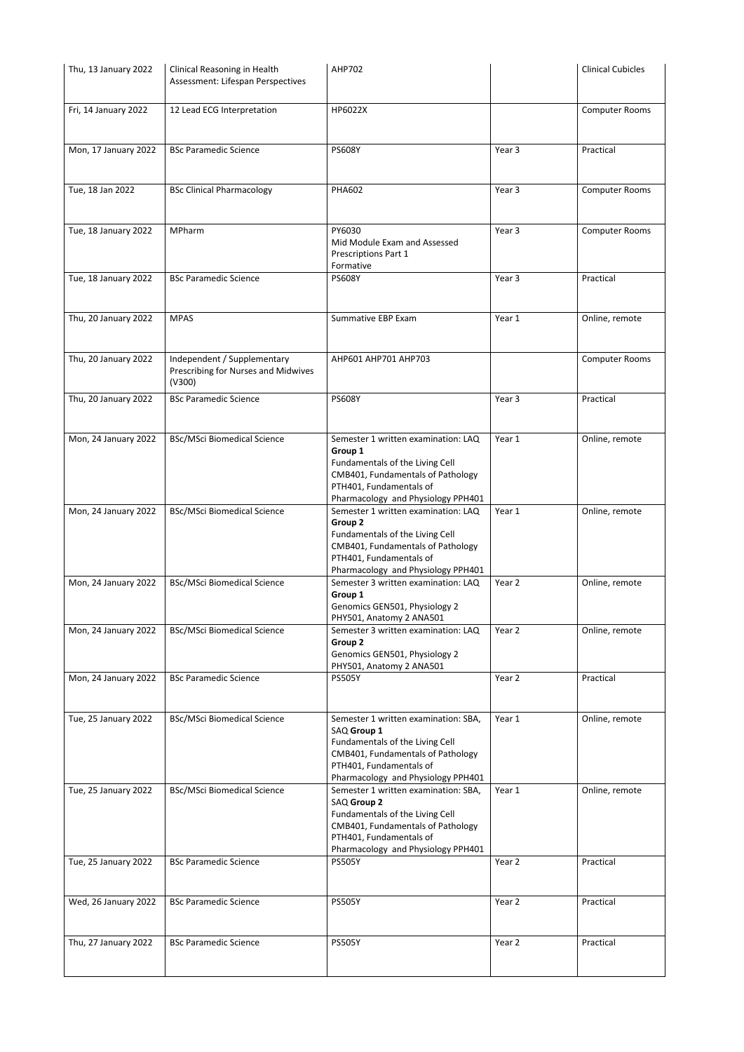| | | | | |
|---|---|---|---|---|
| Thu, 13 January 2022 | Clinical Reasoning in Health Assessment: Lifespan Perspectives | AHP702 | | Clinical Cubicles |
| Fri, 14 January 2022 | 12 Lead ECG Interpretation | HP6022X | | Computer Rooms |
| Mon, 17 January 2022 | BSc Paramedic Science | PS608Y | Year 3 | Practical |
| Tue, 18 Jan 2022 | BSc Clinical Pharmacology | PHA602 | Year 3 | Computer Rooms |
| Tue, 18 January 2022 | MPharm | PY6030<br>Mid Module Exam and Assessed Prescriptions Part 1<br>Formative | Year 3 | Computer Rooms |
| Tue, 18 January 2022 | BSc Paramedic Science | PS608Y | Year 3 | Practical |
| Thu, 20 January 2022 | MPAS | Summative EBP Exam | Year 1 | Online, remote |
| Thu, 20 January 2022 | Independent / Supplementary Prescribing for Nurses and Midwives (V300) | AHP601 AHP701 AHP703 | | Computer Rooms |
| Thu, 20 January 2022 | BSc Paramedic Science | PS608Y | Year 3 | Practical |
| Mon, 24 January 2022 | BSc/MSci Biomedical Science | Semester 1 written examination: LAQ **Group 1**<br>Fundamentals of the Living Cell CMB401, Fundamentals of Pathology PTH401, Fundamentals of Pharmacology and Physiology PPH401 | Year 1 | Online, remote |
| Mon, 24 January 2022 | BSc/MSci Biomedical Science | Semester 1 written examination: LAQ **Group 2**<br>Fundamentals of the Living Cell CMB401, Fundamentals of Pathology PTH401, Fundamentals of Pharmacology and Physiology PPH401 | Year 1 | Online, remote |
| Mon, 24 January 2022 | BSc/MSci Biomedical Science | Semester 3 written examination: LAQ **Group 1**<br>Genomics GEN501, Physiology 2 PHY501, Anatomy 2 ANA501 | Year 2 | Online, remote |
| Mon, 24 January 2022 | BSc/MSci Biomedical Science | Semester 3 written examination: LAQ **Group 2**<br>Genomics GEN501, Physiology 2 PHY501, Anatomy 2 ANA501 | Year 2 | Online, remote |
| Mon, 24 January 2022 | BSc Paramedic Science | PS505Y | Year 2 | Practical |
| Tue, 25 January 2022 | BSc/MSci Biomedical Science | Semester 1 written examination: SBA, SAQ **Group 1**<br>Fundamentals of the Living Cell CMB401, Fundamentals of Pathology PTH401, Fundamentals of Pharmacology and Physiology PPH401 | Year 1 | Online, remote |
| Tue, 25 January 2022 | BSc/MSci Biomedical Science | Semester 1 written examination: SBA, SAQ **Group 2**<br>Fundamentals of the Living Cell CMB401, Fundamentals of Pathology PTH401, Fundamentals of Pharmacology and Physiology PPH401 | Year 1 | Online, remote |
| Tue, 25 January 2022 | BSc Paramedic Science | PS505Y | Year 2 | Practical |
| Wed, 26 January 2022 | BSc Paramedic Science | PS505Y | Year 2 | Practical |
| Thu, 27 January 2022 | BSc Paramedic Science | PS505Y | Year 2 | Practical |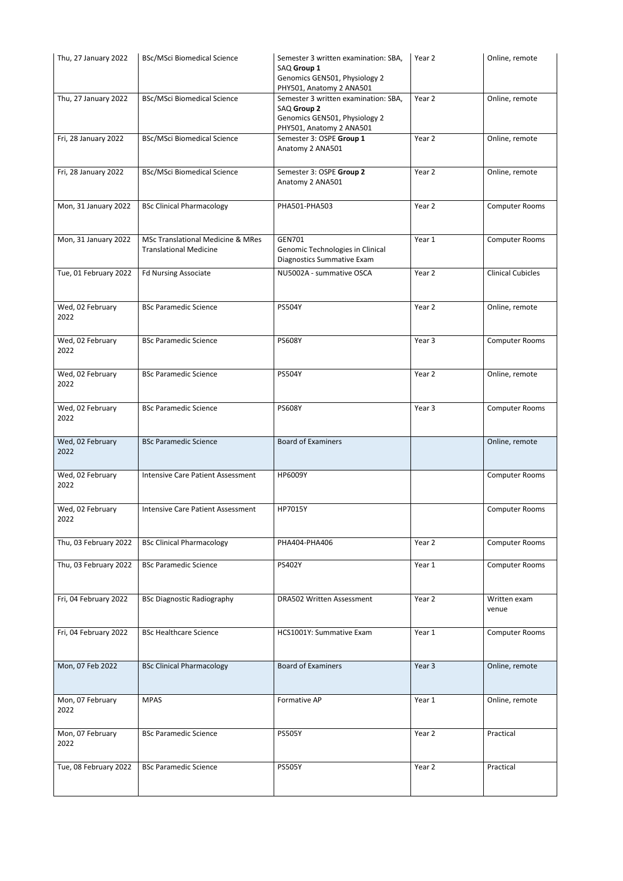| Thu, 27 January 2022 | BSc/MSci Biomedical Science | Semester 3 written examination: SBA, SAQ **Group 1** Genomics GEN501, Physiology 2 PHY501, Anatomy 2 ANA501 | Year 2 | Online, remote |
|---|---|---|---|---|
| Thu, 27 January 2022 | BSc/MSci Biomedical Science | Semester 3 written examination: SBA, SAQ **Group 2** Genomics GEN501, Physiology 2 PHY501, Anatomy 2 ANA501 | Year 2 | Online, remote |
| Fri, 28 January 2022 | BSc/MSci Biomedical Science | Semester 3: OSPE **Group 1** Anatomy 2 ANA501 | Year 2 | Online, remote |
| Fri, 28 January 2022 | BSc/MSci Biomedical Science | Semester 3: OSPE **Group 2** Anatomy 2 ANA501 | Year 2 | Online, remote |
| Mon, 31 January 2022 | BSc Clinical Pharmacology | PHA501-PHA503 | Year 2 | Computer Rooms |
| Mon, 31 January 2022 | MSc Translational Medicine & MRes Translational Medicine | GEN701 Genomic Technologies in Clinical Diagnostics Summative Exam | Year 1 | Computer Rooms |
| Tue, 01 February 2022 | Fd Nursing Associate | NU5002A - summative OSCA | Year 2 | Clinical Cubicles |
| Wed, 02 February 2022 | BSc Paramedic Science | PS504Y | Year 2 | Online, remote |
| Wed, 02 February 2022 | BSc Paramedic Science | PS608Y | Year 3 | Computer Rooms |
| Wed, 02 February 2022 | BSc Paramedic Science | PS504Y | Year 2 | Online, remote |
| Wed, 02 February 2022 | BSc Paramedic Science | PS608Y | Year 3 | Computer Rooms |
| Wed, 02 February 2022 | BSc Paramedic Science | Board of Examiners | | Online, remote |
| Wed, 02 February 2022 | Intensive Care Patient Assessment | HP6009Y | | Computer Rooms |
| Wed, 02 February 2022 | Intensive Care Patient Assessment | HP7015Y | | Computer Rooms |
| Thu, 03 February 2022 | BSc Clinical Pharmacology | PHA404-PHA406 | Year 2 | Computer Rooms |
| Thu, 03 February 2022 | BSc Paramedic Science | PS402Y | Year 1 | Computer Rooms |
| Fri, 04 February 2022 | BSc Diagnostic Radiography | DRA502 Written Assessment | Year 2 | Written exam venue |
| Fri, 04 February 2022 | BSc Healthcare Science | HCS1001Y: Summative Exam | Year 1 | Computer Rooms |
| Mon, 07 Feb 2022 | BSc Clinical Pharmacology | Board of Examiners | Year 3 | Online, remote |
| Mon, 07 February 2022 | MPAS | Formative AP | Year 1 | Online, remote |
| Mon, 07 February 2022 | BSc Paramedic Science | PS505Y | Year 2 | Practical |
| Tue, 08 February 2022 | BSc Paramedic Science | PS505Y | Year 2 | Practical |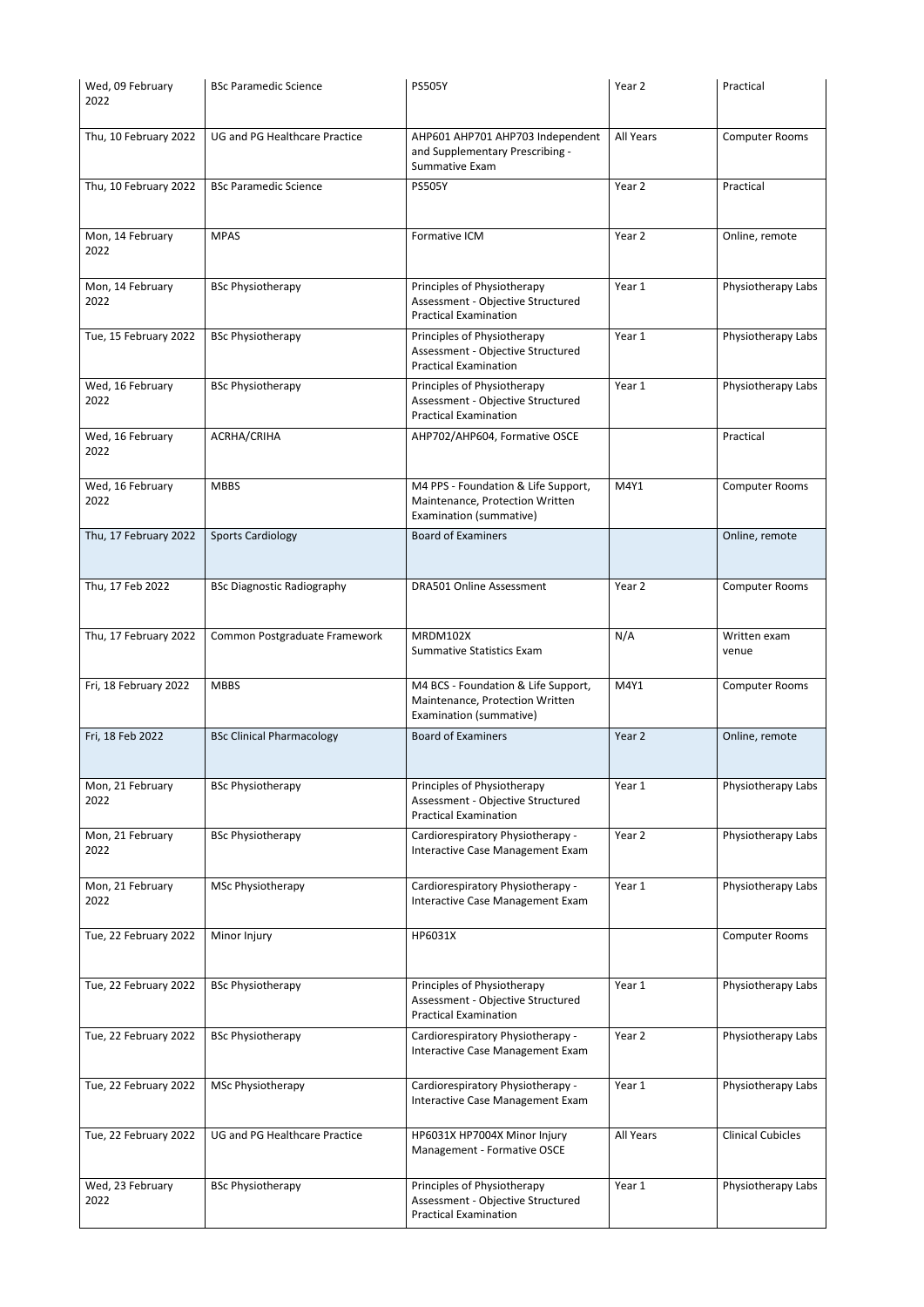| Wed, 09 February 2022 | BSc Paramedic Science | PS505Y | Year 2 | Practical |
|---|---|---|---|---|
| Thu, 10 February 2022 | UG and PG Healthcare Practice | AHP601 AHP701 AHP703 Independent and Supplementary Prescribing - Summative Exam | All Years | Computer Rooms |
| Thu, 10 February 2022 | BSc Paramedic Science | PS505Y | Year 2 | Practical |
| Mon, 14 February 2022 | MPAS | Formative ICM | Year 2 | Online, remote |
| Mon, 14 February 2022 | BSc Physiotherapy | Principles of Physiotherapy Assessment - Objective Structured Practical Examination | Year 1 | Physiotherapy Labs |
| Tue, 15 February 2022 | BSc Physiotherapy | Principles of Physiotherapy Assessment - Objective Structured Practical Examination | Year 1 | Physiotherapy Labs |
| Wed, 16 February 2022 | BSc Physiotherapy | Principles of Physiotherapy Assessment - Objective Structured Practical Examination | Year 1 | Physiotherapy Labs |
| Wed, 16 February 2022 | ACRHA/CRIHA | AHP702/AHP604, Formative OSCE | | Practical |
| Wed, 16 February 2022 | MBBS | M4 PPS - Foundation & Life Support, Maintenance, Protection Written Examination (summative) | M4Y1 | Computer Rooms |
| Thu, 17 February 2022 | Sports Cardiology | Board of Examiners | | Online, remote |
| Thu, 17 Feb 2022 | BSc Diagnostic Radiography | DRA501 Online Assessment | Year 2 | Computer Rooms |
| Thu, 17 February 2022 | Common Postgraduate Framework | MRDM102X Summative Statistics Exam | N/A | Written exam venue |
| Fri, 18 February 2022 | MBBS | M4 BCS - Foundation & Life Support, Maintenance, Protection Written Examination (summative) | M4Y1 | Computer Rooms |
| Fri, 18 Feb 2022 | BSc Clinical Pharmacology | Board of Examiners | Year 2 | Online, remote |
| Mon, 21 February 2022 | BSc Physiotherapy | Principles of Physiotherapy Assessment - Objective Structured Practical Examination | Year 1 | Physiotherapy Labs |
| Mon, 21 February 2022 | BSc Physiotherapy | Cardiorespiratory Physiotherapy - Interactive Case Management Exam | Year 2 | Physiotherapy Labs |
| Mon, 21 February 2022 | MSc Physiotherapy | Cardiorespiratory Physiotherapy - Interactive Case Management Exam | Year 1 | Physiotherapy Labs |
| Tue, 22 February 2022 | Minor Injury | HP6031X | | Computer Rooms |
| Tue, 22 February 2022 | BSc Physiotherapy | Principles of Physiotherapy Assessment - Objective Structured Practical Examination | Year 1 | Physiotherapy Labs |
| Tue, 22 February 2022 | BSc Physiotherapy | Cardiorespiratory Physiotherapy - Interactive Case Management Exam | Year 2 | Physiotherapy Labs |
| Tue, 22 February 2022 | MSc Physiotherapy | Cardiorespiratory Physiotherapy - Interactive Case Management Exam | Year 1 | Physiotherapy Labs |
| Tue, 22 February 2022 | UG and PG Healthcare Practice | HP6031X HP7004X Minor Injury Management - Formative OSCE | All Years | Clinical Cubicles |
| Wed, 23 February 2022 | BSc Physiotherapy | Principles of Physiotherapy Assessment - Objective Structured Practical Examination | Year 1 | Physiotherapy Labs |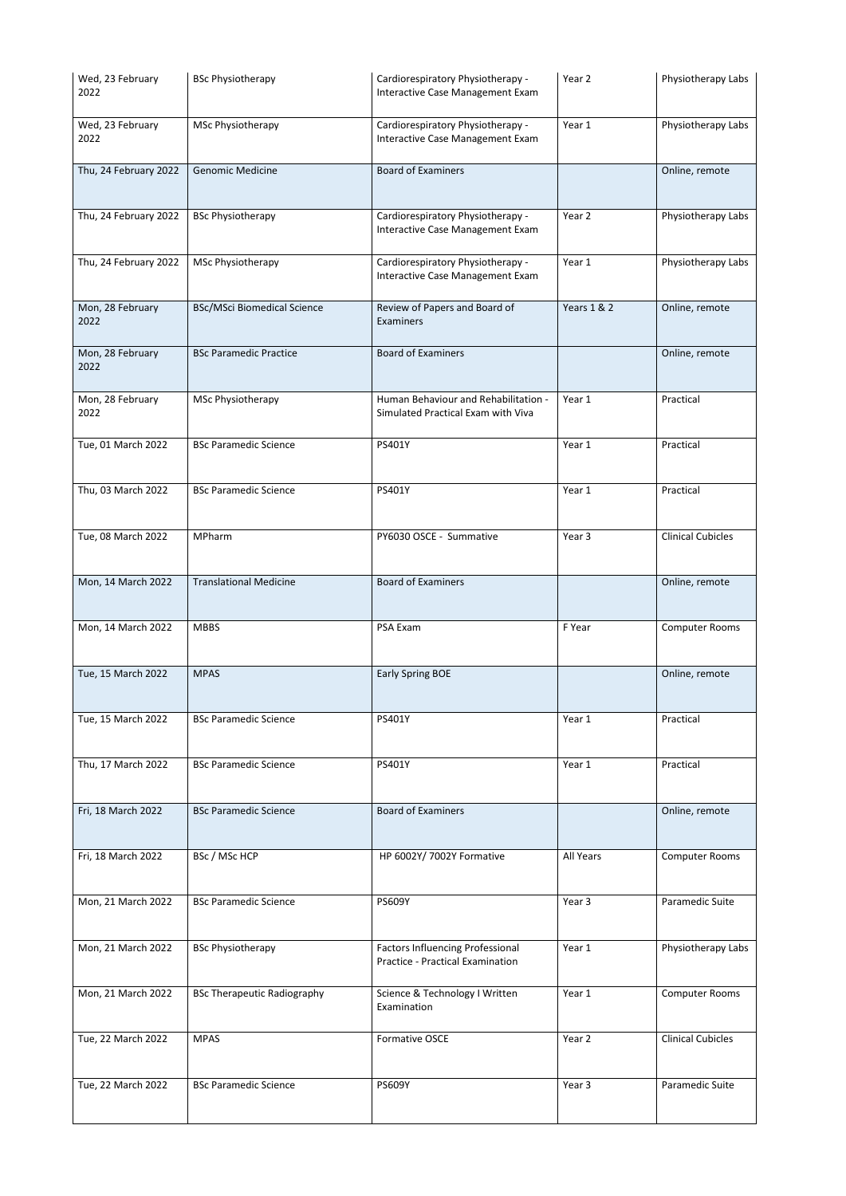| | | | | |
|---|---|---|---|---|
| Wed, 23 February 2022 | BSc Physiotherapy | Cardiorespiratory Physiotherapy - Interactive Case Management Exam | Year 2 | Physiotherapy Labs |
| Wed, 23 February 2022 | MSc Physiotherapy | Cardiorespiratory Physiotherapy - Interactive Case Management Exam | Year 1 | Physiotherapy Labs |
| Thu, 24 February 2022 | Genomic Medicine | Board of Examiners | | Online, remote |
| Thu, 24 February 2022 | BSc Physiotherapy | Cardiorespiratory Physiotherapy - Interactive Case Management Exam | Year 2 | Physiotherapy Labs |
| Thu, 24 February 2022 | MSc Physiotherapy | Cardiorespiratory Physiotherapy - Interactive Case Management Exam | Year 1 | Physiotherapy Labs |
| Mon, 28 February 2022 | BSc/MSci Biomedical Science | Review of Papers and Board of Examiners | Years 1 & 2 | Online, remote |
| Mon, 28 February 2022 | BSc Paramedic Practice | Board of Examiners | | Online, remote |
| Mon, 28 February 2022 | MSc Physiotherapy | Human Behaviour and Rehabilitation - Simulated Practical Exam with Viva | Year 1 | Practical |
| Tue, 01 March 2022 | BSc Paramedic Science | PS401Y | Year 1 | Practical |
| Thu, 03 March 2022 | BSc Paramedic Science | PS401Y | Year 1 | Practical |
| Tue, 08 March 2022 | MPharm | PY6030 OSCE - Summative | Year 3 | Clinical Cubicles |
| Mon, 14 March 2022 | Translational Medicine | Board of Examiners | | Online, remote |
| Mon, 14 March 2022 | MBBS | PSA Exam | F Year | Computer Rooms |
| Tue, 15 March 2022 | MPAS | Early Spring BOE | | Online, remote |
| Tue, 15 March 2022 | BSc Paramedic Science | PS401Y | Year 1 | Practical |
| Thu, 17 March 2022 | BSc Paramedic Science | PS401Y | Year 1 | Practical |
| Fri, 18 March 2022 | BSc Paramedic Science | Board of Examiners | | Online, remote |
| Fri, 18 March 2022 | BSc / MSc HCP | HP 6002Y/ 7002Y Formative | All Years | Computer Rooms |
| Mon, 21 March 2022 | BSc Paramedic Science | PS609Y | Year 3 | Paramedic Suite |
| Mon, 21 March 2022 | BSc Physiotherapy | Factors Influencing Professional Practice - Practical Examination | Year 1 | Physiotherapy Labs |
| Mon, 21 March 2022 | BSc Therapeutic Radiography | Science & Technology I Written Examination | Year 1 | Computer Rooms |
| Tue, 22 March 2022 | MPAS | Formative OSCE | Year 2 | Clinical Cubicles |
| Tue, 22 March 2022 | BSc Paramedic Science | PS609Y | Year 3 | Paramedic Suite |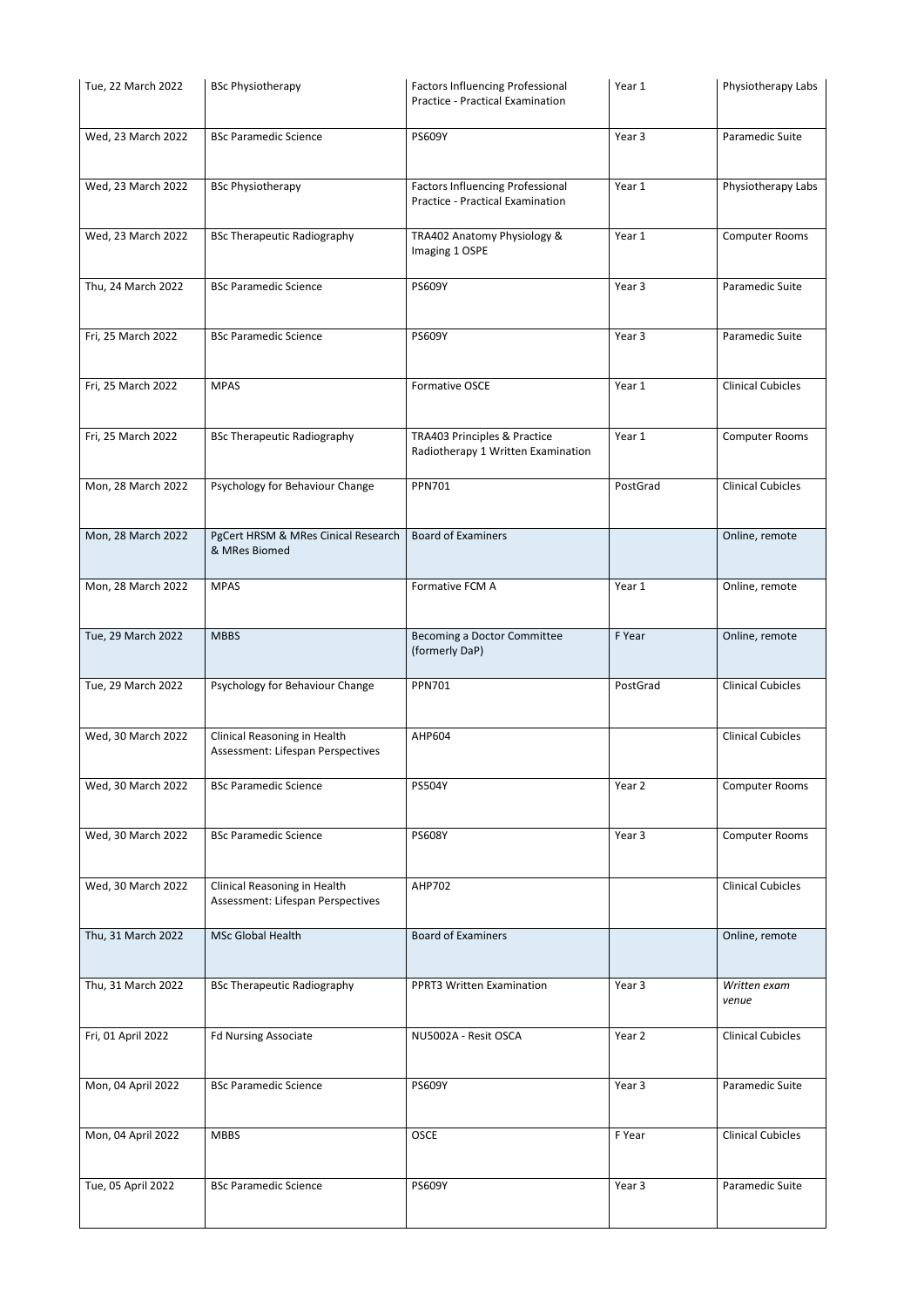| Tue, 22 March 2022 | BSc Physiotherapy | Factors Influencing Professional Practice - Practical Examination | Year 1 | Physiotherapy Labs |
|---|---|---|---|---|
| Wed, 23 March 2022 | BSc Paramedic Science | PS609Y | Year 3 | Paramedic Suite |
| Wed, 23 March 2022 | BSc Physiotherapy | Factors Influencing Professional Practice - Practical Examination | Year 1 | Physiotherapy Labs |
| Wed, 23 March 2022 | BSc Therapeutic Radiography | TRA402 Anatomy Physiology & Imaging 1 OSPE | Year 1 | Computer Rooms |
| Thu, 24 March 2022 | BSc Paramedic Science | PS609Y | Year 3 | Paramedic Suite |
| Fri, 25 March 2022 | BSc Paramedic Science | PS609Y | Year 3 | Paramedic Suite |
| Fri, 25 March 2022 | MPAS | Formative OSCE | Year 1 | Clinical Cubicles |
| Fri, 25 March 2022 | BSc Therapeutic Radiography | TRA403 Principles & Practice Radiotherapy 1 Written Examination | Year 1 | Computer Rooms |
| Mon, 28 March 2022 | Psychology for Behaviour Change | PPN701 | PostGrad | Clinical Cubicles |
| Mon, 28 March 2022 | PgCert HRSM & MRes Cinical Research & MRes Biomed | Board of Examiners | | Online, remote |
| Mon, 28 March 2022 | MPAS | Formative FCM A | Year 1 | Online, remote |
| Tue, 29 March 2022 | MBBS | Becoming a Doctor Committee (formerly DaP) | F Year | Online, remote |
| Tue, 29 March 2022 | Psychology for Behaviour Change | PPN701 | PostGrad | Clinical Cubicles |
| Wed, 30 March 2022 | Clinical Reasoning in Health Assessment: Lifespan Perspectives | AHP604 | | Clinical Cubicles |
| Wed, 30 March 2022 | BSc Paramedic Science | PS504Y | Year 2 | Computer Rooms |
| Wed, 30 March 2022 | BSc Paramedic Science | PS608Y | Year 3 | Computer Rooms |
| Wed, 30 March 2022 | Clinical Reasoning in Health Assessment: Lifespan Perspectives | AHP702 | | Clinical Cubicles |
| Thu, 31 March 2022 | MSc Global Health | Board of Examiners | | Online, remote |
| Thu, 31 March 2022 | BSc Therapeutic Radiography | PPRT3 Written Examination | Year 3 | *Written exam venue* |
| Fri, 01 April 2022 | Fd Nursing Associate | NU5002A - Resit OSCA | Year 2 | Clinical Cubicles |
| Mon, 04 April 2022 | BSc Paramedic Science | PS609Y | Year 3 | Paramedic Suite |
| Mon, 04 April 2022 | MBBS | OSCE | F Year | Clinical Cubicles |
| Tue, 05 April 2022 | BSc Paramedic Science | PS609Y | Year 3 | Paramedic Suite |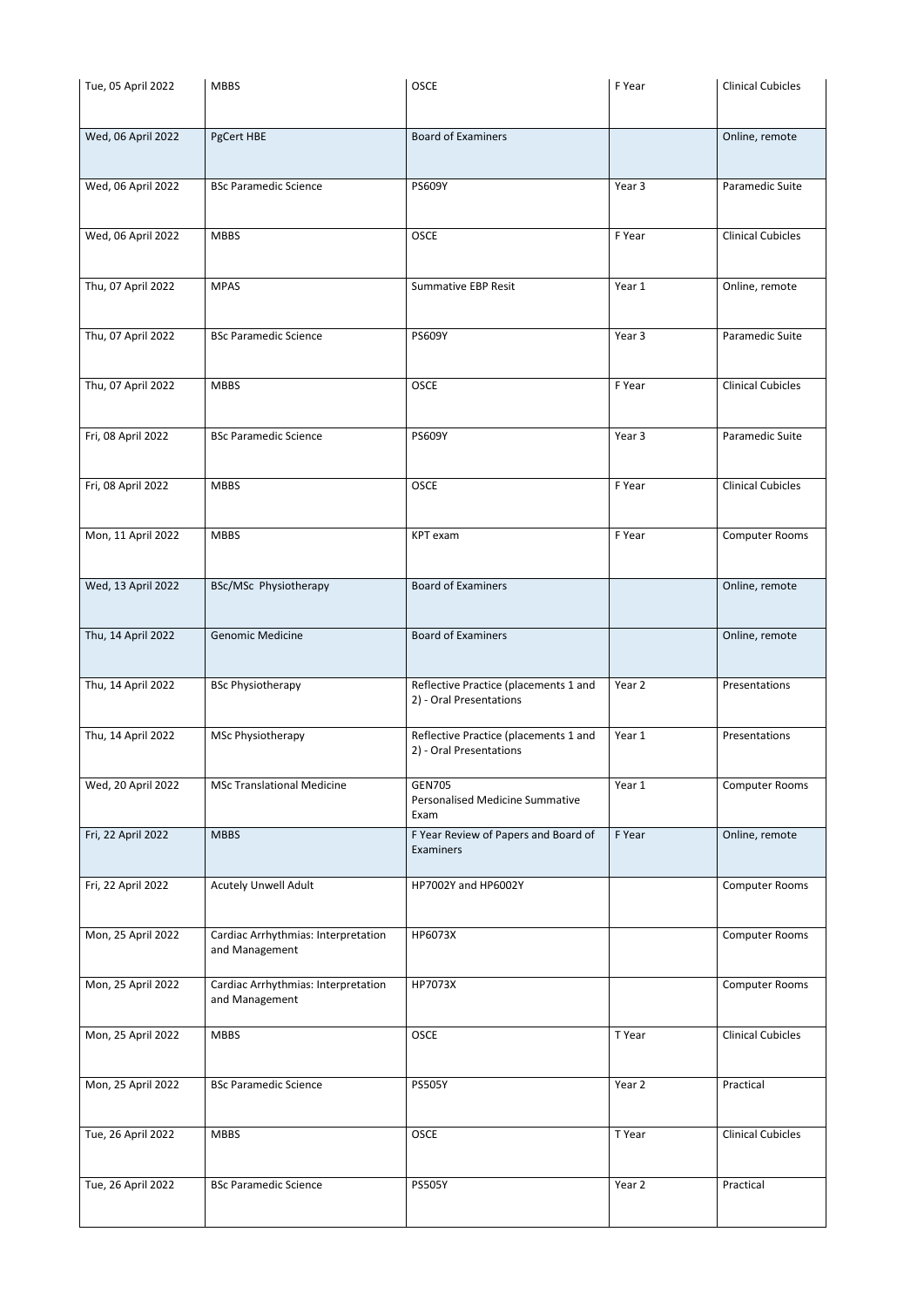| | | | | |
|---|---|---|---|---|
| Tue, 05 April 2022 | MBBS | OSCE | F Year | Clinical Cubicles |
| Wed, 06 April 2022 | PgCert HBE | Board of Examiners | | Online, remote |
| Wed, 06 April 2022 | BSc Paramedic Science | PS609Y | Year 3 | Paramedic Suite |
| Wed, 06 April 2022 | MBBS | OSCE | F Year | Clinical Cubicles |
| Thu, 07 April 2022 | MPAS | Summative EBP Resit | Year 1 | Online, remote |
| Thu, 07 April 2022 | BSc Paramedic Science | PS609Y | Year 3 | Paramedic Suite |
| Thu, 07 April 2022 | MBBS | OSCE | F Year | Clinical Cubicles |
| Fri, 08 April 2022 | BSc Paramedic Science | PS609Y | Year 3 | Paramedic Suite |
| Fri, 08 April 2022 | MBBS | OSCE | F Year | Clinical Cubicles |
| Mon, 11 April 2022 | MBBS | KPT exam | F Year | Computer Rooms |
| Wed, 13 April 2022 | BSc/MSc Physiotherapy | Board of Examiners | | Online, remote |
| Thu, 14 April 2022 | Genomic Medicine | Board of Examiners | | Online, remote |
| Thu, 14 April 2022 | BSc Physiotherapy | Reflective Practice (placements 1 and 2) - Oral Presentations | Year 2 | Presentations |
| Thu, 14 April 2022 | MSc Physiotherapy | Reflective Practice (placements 1 and 2) - Oral Presentations | Year 1 | Presentations |
| Wed, 20 April 2022 | MSc Translational Medicine | GEN705 Personalised Medicine Summative Exam | Year 1 | Computer Rooms |
| Fri, 22 April 2022 | MBBS | F Year Review of Papers and Board of Examiners | F Year | Online, remote |
| Fri, 22 April 2022 | Acutely Unwell Adult | HP7002Y and HP6002Y | | Computer Rooms |
| Mon, 25 April 2022 | Cardiac Arrhythmias: Interpretation and Management | HP6073X | | Computer Rooms |
| Mon, 25 April 2022 | Cardiac Arrhythmias: Interpretation and Management | HP7073X | | Computer Rooms |
| Mon, 25 April 2022 | MBBS | OSCE | T Year | Clinical Cubicles |
| Mon, 25 April 2022 | BSc Paramedic Science | PS505Y | Year 2 | Practical |
| Tue, 26 April 2022 | MBBS | OSCE | T Year | Clinical Cubicles |
| Tue, 26 April 2022 | BSc Paramedic Science | PS505Y | Year 2 | Practical |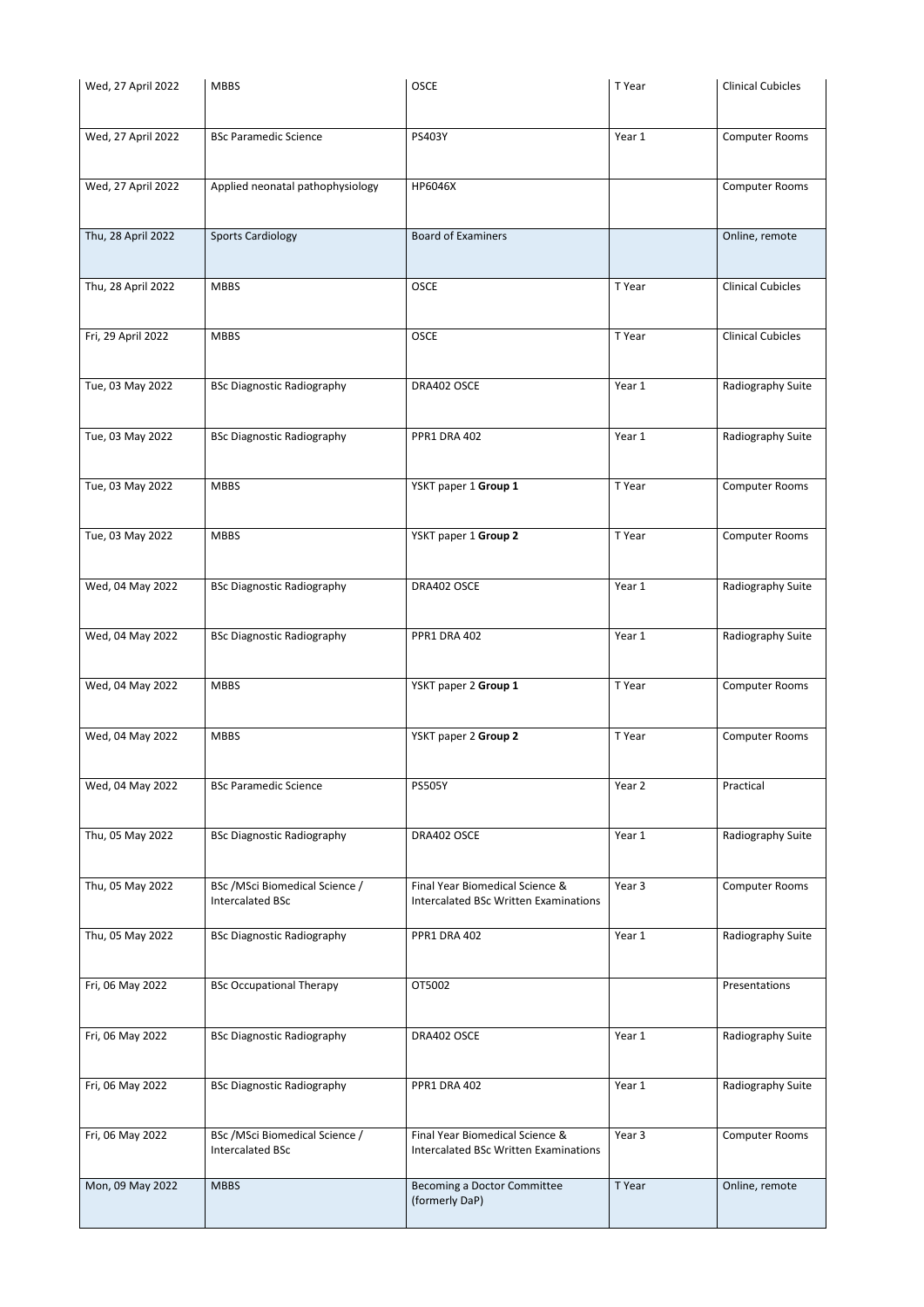| Wed, 27 April 2022 | MBBS | OSCE | T Year | Clinical Cubicles |
|---|---|---|---|---|
| Wed, 27 April 2022 | BSc Paramedic Science | PS403Y | Year 1 | Computer Rooms |
| Wed, 27 April 2022 | Applied neonatal pathophysiology | HP6046X | | Computer Rooms |
| Thu, 28 April 2022 | Sports Cardiology | Board of Examiners | | Online, remote |
| Thu, 28 April 2022 | MBBS | OSCE | T Year | Clinical Cubicles |
| Fri, 29 April 2022 | MBBS | OSCE | T Year | Clinical Cubicles |
| Tue, 03 May 2022 | BSc Diagnostic Radiography | DRA402 OSCE | Year 1 | Radiography Suite |
| Tue, 03 May 2022 | BSc Diagnostic Radiography | PPR1 DRA 402 | Year 1 | Radiography Suite |
| Tue, 03 May 2022 | MBBS | YSKT paper 1 **Group 1** | T Year | Computer Rooms |
| Tue, 03 May 2022 | MBBS | YSKT paper 1 **Group 2** | T Year | Computer Rooms |
| Wed, 04 May 2022 | BSc Diagnostic Radiography | DRA402 OSCE | Year 1 | Radiography Suite |
| Wed, 04 May 2022 | BSc Diagnostic Radiography | PPR1 DRA 402 | Year 1 | Radiography Suite |
| Wed, 04 May 2022 | MBBS | YSKT paper 2 **Group 1** | T Year | Computer Rooms |
| Wed, 04 May 2022 | MBBS | YSKT paper 2 **Group 2** | T Year | Computer Rooms |
| Wed, 04 May 2022 | BSc Paramedic Science | PS505Y | Year 2 | Practical |
| Thu, 05 May 2022 | BSc Diagnostic Radiography | DRA402 OSCE | Year 1 | Radiography Suite |
| Thu, 05 May 2022 | BSc /MSci Biomedical Science / Intercalated BSc | Final Year Biomedical Science & Intercalated BSc Written Examinations | Year 3 | Computer Rooms |
| Thu, 05 May 2022 | BSc Diagnostic Radiography | PPR1 DRA 402 | Year 1 | Radiography Suite |
| Fri, 06 May 2022 | BSc Occupational Therapy | OT5002 | | Presentations |
| Fri, 06 May 2022 | BSc Diagnostic Radiography | DRA402 OSCE | Year 1 | Radiography Suite |
| Fri, 06 May 2022 | BSc Diagnostic Radiography | PPR1 DRA 402 | Year 1 | Radiography Suite |
| Fri, 06 May 2022 | BSc /MSci Biomedical Science / Intercalated BSc | Final Year Biomedical Science & Intercalated BSc Written Examinations | Year 3 | Computer Rooms |
| Mon, 09 May 2022 | MBBS | Becoming a Doctor Committee (formerly DaP) | T Year | Online, remote |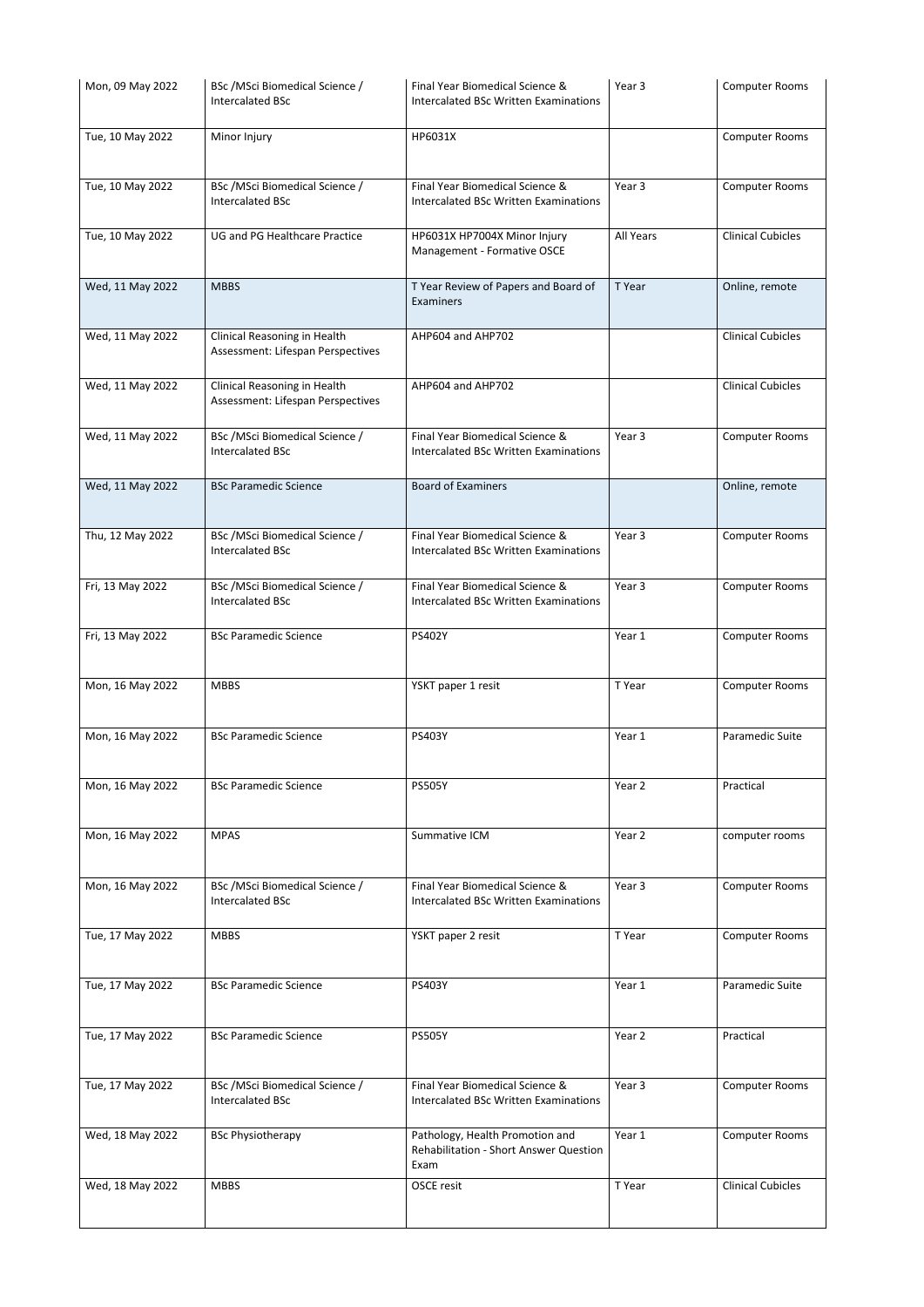| | | | | |
|---|---|---|---|---|
| Mon, 09 May 2022 | BSc /MSci Biomedical Science / Intercalated BSc | Final Year Biomedical Science & Intercalated BSc Written Examinations | Year 3 | Computer Rooms |
| Tue, 10 May 2022 | Minor Injury | HP6031X | | Computer Rooms |
| Tue, 10 May 2022 | BSc /MSci Biomedical Science / Intercalated BSc | Final Year Biomedical Science & Intercalated BSc Written Examinations | Year 3 | Computer Rooms |
| Tue, 10 May 2022 | UG and PG Healthcare Practice | HP6031X HP7004X Minor Injury Management - Formative OSCE | All Years | Clinical Cubicles |
| Wed, 11 May 2022 | MBBS | T Year Review of Papers and Board of Examiners | T Year | Online, remote |
| Wed, 11 May 2022 | Clinical Reasoning in Health Assessment: Lifespan Perspectives | AHP604 and AHP702 | | Clinical Cubicles |
| Wed, 11 May 2022 | Clinical Reasoning in Health Assessment: Lifespan Perspectives | AHP604 and AHP702 | | Clinical Cubicles |
| Wed, 11 May 2022 | BSc /MSci Biomedical Science / Intercalated BSc | Final Year Biomedical Science & Intercalated BSc Written Examinations | Year 3 | Computer Rooms |
| Wed, 11 May 2022 | BSc Paramedic Science | Board of Examiners | | Online, remote |
| Thu, 12 May 2022 | BSc /MSci Biomedical Science / Intercalated BSc | Final Year Biomedical Science & Intercalated BSc Written Examinations | Year 3 | Computer Rooms |
| Fri, 13 May 2022 | BSc /MSci Biomedical Science / Intercalated BSc | Final Year Biomedical Science & Intercalated BSc Written Examinations | Year 3 | Computer Rooms |
| Fri, 13 May 2022 | BSc Paramedic Science | PS402Y | Year 1 | Computer Rooms |
| Mon, 16 May 2022 | MBBS | YSKT paper 1 resit | T Year | Computer Rooms |
| Mon, 16 May 2022 | BSc Paramedic Science | PS403Y | Year 1 | Paramedic Suite |
| Mon, 16 May 2022 | BSc Paramedic Science | PS505Y | Year 2 | Practical |
| Mon, 16 May 2022 | MPAS | Summative ICM | Year 2 | computer rooms |
| Mon, 16 May 2022 | BSc /MSci Biomedical Science / Intercalated BSc | Final Year Biomedical Science & Intercalated BSc Written Examinations | Year 3 | Computer Rooms |
| Tue, 17 May 2022 | MBBS | YSKT paper 2 resit | T Year | Computer Rooms |
| Tue, 17 May 2022 | BSc Paramedic Science | PS403Y | Year 1 | Paramedic Suite |
| Tue, 17 May 2022 | BSc Paramedic Science | PS505Y | Year 2 | Practical |
| Tue, 17 May 2022 | BSc /MSci Biomedical Science / Intercalated BSc | Final Year Biomedical Science & Intercalated BSc Written Examinations | Year 3 | Computer Rooms |
| Wed, 18 May 2022 | BSc Physiotherapy | Pathology, Health Promotion and Rehabilitation - Short Answer Question Exam | Year 1 | Computer Rooms |
| Wed, 18 May 2022 | MBBS | OSCE resit | T Year | Clinical Cubicles |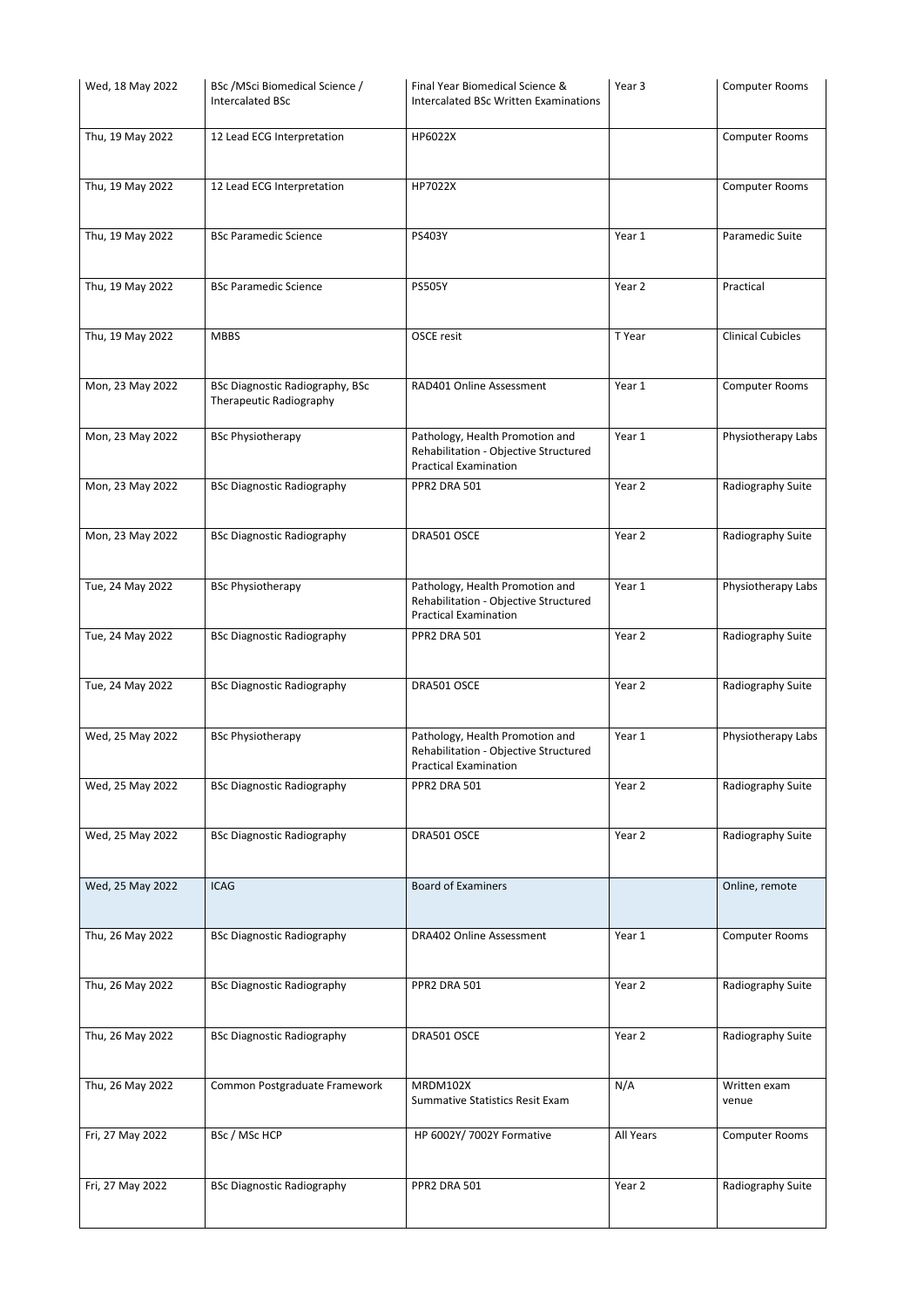| Wed, 18 May 2022 | BSc /MSci Biomedical Science / Intercalated BSc | Final Year Biomedical Science & Intercalated BSc Written Examinations | Year 3 | Computer Rooms |
|---|---|---|---|---|
| Thu, 19 May 2022 | 12 Lead ECG Interpretation | HP6022X | | Computer Rooms |
| Thu, 19 May 2022 | 12 Lead ECG Interpretation | HP7022X | | Computer Rooms |
| Thu, 19 May 2022 | BSc Paramedic Science | PS403Y | Year 1 | Paramedic Suite |
| Thu, 19 May 2022 | BSc Paramedic Science | PS505Y | Year 2 | Practical |
| Thu, 19 May 2022 | MBBS | OSCE resit | T Year | Clinical Cubicles |
| Mon, 23 May 2022 | BSc Diagnostic Radiography, BSc Therapeutic Radiography | RAD401 Online Assessment | Year 1 | Computer Rooms |
| Mon, 23 May 2022 | BSc Physiotherapy | Pathology, Health Promotion and Rehabilitation - Objective Structured Practical Examination | Year 1 | Physiotherapy Labs |
| Mon, 23 May 2022 | BSc Diagnostic Radiography | PPR2 DRA 501 | Year 2 | Radiography Suite |
| Mon, 23 May 2022 | BSc Diagnostic Radiography | DRA501 OSCE | Year 2 | Radiography Suite |
| Tue, 24 May 2022 | BSc Physiotherapy | Pathology, Health Promotion and Rehabilitation - Objective Structured Practical Examination | Year 1 | Physiotherapy Labs |
| Tue, 24 May 2022 | BSc Diagnostic Radiography | PPR2 DRA 501 | Year 2 | Radiography Suite |
| Tue, 24 May 2022 | BSc Diagnostic Radiography | DRA501 OSCE | Year 2 | Radiography Suite |
| Wed, 25 May 2022 | BSc Physiotherapy | Pathology, Health Promotion and Rehabilitation - Objective Structured Practical Examination | Year 1 | Physiotherapy Labs |
| Wed, 25 May 2022 | BSc Diagnostic Radiography | PPR2 DRA 501 | Year 2 | Radiography Suite |
| Wed, 25 May 2022 | BSc Diagnostic Radiography | DRA501 OSCE | Year 2 | Radiography Suite |
| Wed, 25 May 2022 | ICAG | Board of Examiners | | Online, remote |
| Thu, 26 May 2022 | BSc Diagnostic Radiography | DRA402 Online Assessment | Year 1 | Computer Rooms |
| Thu, 26 May 2022 | BSc Diagnostic Radiography | PPR2 DRA 501 | Year 2 | Radiography Suite |
| Thu, 26 May 2022 | BSc Diagnostic Radiography | DRA501 OSCE | Year 2 | Radiography Suite |
| Thu, 26 May 2022 | Common Postgraduate Framework | MRDM102X Summative Statistics Resit Exam | N/A | Written exam venue |
| Fri, 27 May 2022 | BSc / MSc HCP | HP 6002Y/ 7002Y Formative | All Years | Computer Rooms |
| Fri, 27 May 2022 | BSc Diagnostic Radiography | PPR2 DRA 501 | Year 2 | Radiography Suite |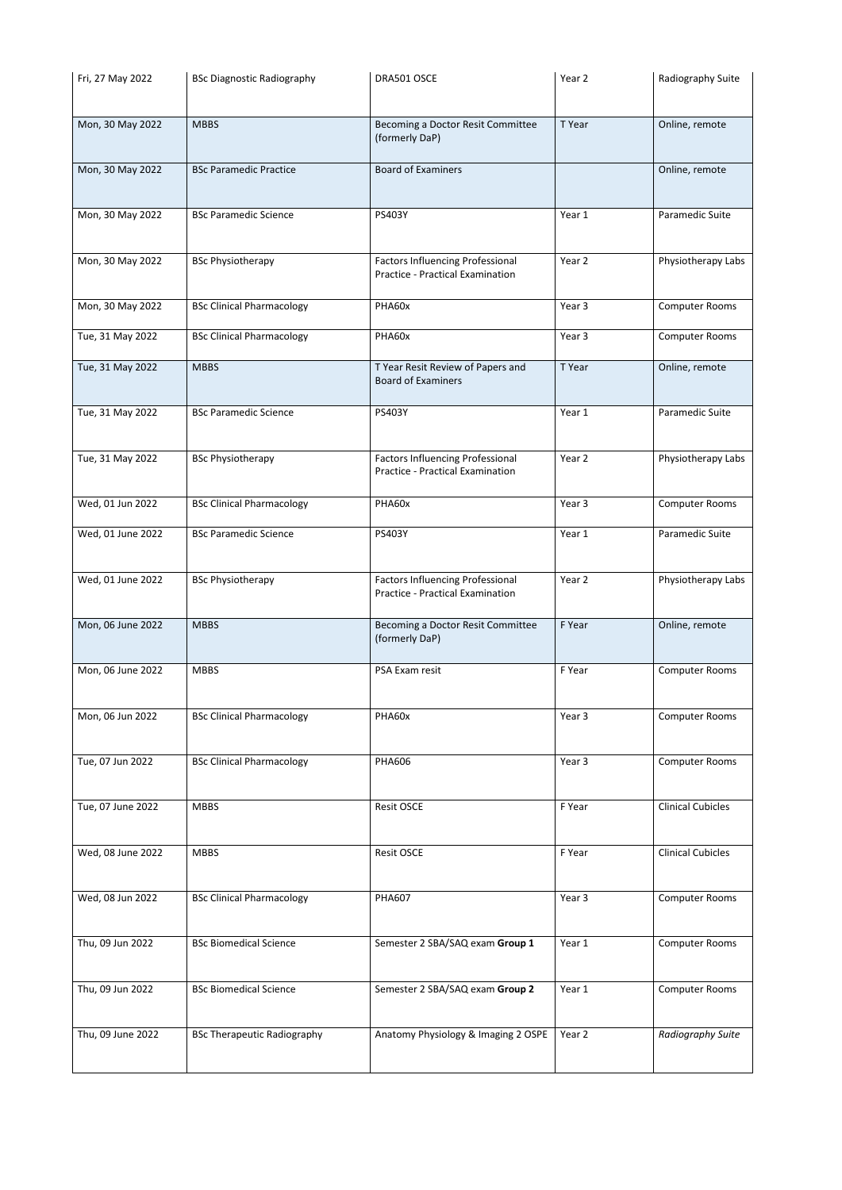| Fri, 27 May 2022 | BSc Diagnostic Radiography | DRA501 OSCE | Year 2 | Radiography Suite |
|---|---|---|---|---|
| Mon, 30 May 2022 | MBBS | Becoming a Doctor Resit Committee (formerly DaP) | T Year | Online, remote |
| Mon, 30 May 2022 | BSc Paramedic Practice | Board of Examiners | | Online, remote |
| Mon, 30 May 2022 | BSc Paramedic Science | PS403Y | Year 1 | Paramedic Suite |
| Mon, 30 May 2022 | BSc Physiotherapy | Factors Influencing Professional Practice - Practical Examination | Year 2 | Physiotherapy Labs |
| Mon, 30 May 2022 | BSc Clinical Pharmacology | PHA60x | Year 3 | Computer Rooms |
| Tue, 31 May 2022 | BSc Clinical Pharmacology | PHA60x | Year 3 | Computer Rooms |
| Tue, 31 May 2022 | MBBS | T Year Resit Review of Papers and Board of Examiners | T Year | Online, remote |
| Tue, 31 May 2022 | BSc Paramedic Science | PS403Y | Year 1 | Paramedic Suite |
| Tue, 31 May 2022 | BSc Physiotherapy | Factors Influencing Professional Practice - Practical Examination | Year 2 | Physiotherapy Labs |
| Wed, 01 Jun 2022 | BSc Clinical Pharmacology | PHA60x | Year 3 | Computer Rooms |
| Wed, 01 June 2022 | BSc Paramedic Science | PS403Y | Year 1 | Paramedic Suite |
| Wed, 01 June 2022 | BSc Physiotherapy | Factors Influencing Professional Practice - Practical Examination | Year 2 | Physiotherapy Labs |
| Mon, 06 June 2022 | MBBS | Becoming a Doctor Resit Committee (formerly DaP) | F Year | Online, remote |
| Mon, 06 June 2022 | MBBS | PSA Exam resit | F Year | Computer Rooms |
| Mon, 06 Jun 2022 | BSc Clinical Pharmacology | PHA60x | Year 3 | Computer Rooms |
| Tue, 07 Jun 2022 | BSc Clinical Pharmacology | PHA606 | Year 3 | Computer Rooms |
| Tue, 07 June 2022 | MBBS | Resit OSCE | F Year | Clinical Cubicles |
| Wed, 08 June 2022 | MBBS | Resit OSCE | F Year | Clinical Cubicles |
| Wed, 08 Jun 2022 | BSc Clinical Pharmacology | PHA607 | Year 3 | Computer Rooms |
| Thu, 09 Jun 2022 | BSc Biomedical Science | Semester 2 SBA/SAQ exam **Group 1** | Year 1 | Computer Rooms |
| Thu, 09 Jun 2022 | BSc Biomedical Science | Semester 2 SBA/SAQ exam **Group 2** | Year 1 | Computer Rooms |
| Thu, 09 June 2022 | BSc Therapeutic Radiography | Anatomy Physiology & Imaging 2 OSPE | Year 2 | *Radiography Suite* |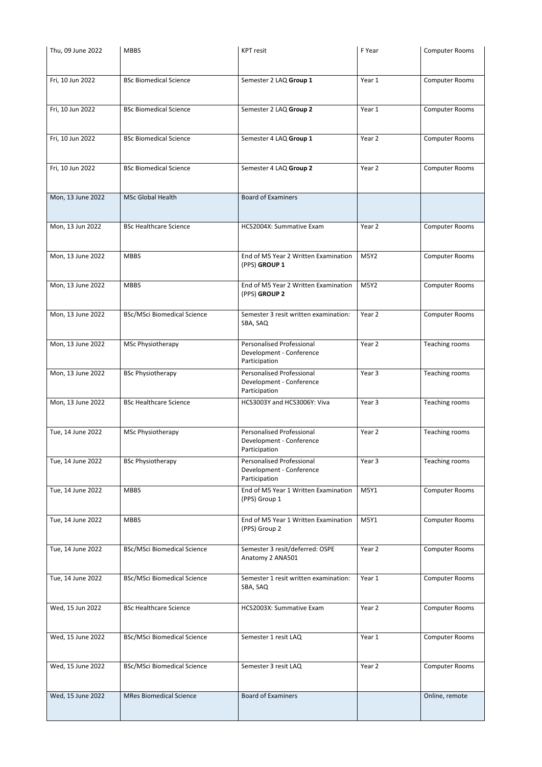| | | | | |
|---|---|---|---|---|
| Thu, 09 June 2022 | MBBS | KPT resit | F Year | Computer Rooms |
| Fri, 10 Jun 2022 | BSc Biomedical Science | Semester 2 LAQ **Group 1** | Year 1 | Computer Rooms |
| Fri, 10 Jun 2022 | BSc Biomedical Science | Semester 2 LAQ **Group 2** | Year 1 | Computer Rooms |
| Fri, 10 Jun 2022 | BSc Biomedical Science | Semester 4 LAQ **Group 1** | Year 2 | Computer Rooms |
| Fri, 10 Jun 2022 | BSc Biomedical Science | Semester 4 LAQ **Group 2** | Year 2 | Computer Rooms |
| Mon, 13 June 2022 | MSc Global Health | Board of Examiners | | |
| Mon, 13 Jun 2022 | BSc Healthcare Science | HCS2004X: Summative Exam | Year 2 | Computer Rooms |
| Mon, 13 June 2022 | MBBS | End of M5 Year 2 Written Examination (PPS) **GROUP 1** | M5Y2 | Computer Rooms |
| Mon, 13 June 2022 | MBBS | End of M5 Year 2 Written Examination (PPS) **GROUP 2** | M5Y2 | Computer Rooms |
| Mon, 13 June 2022 | BSc/MSci Biomedical Science | Semester 3 resit written examination: SBA, SAQ | Year 2 | Computer Rooms |
| Mon, 13 June 2022 | MSc Physiotherapy | Personalised Professional Development - Conference Participation | Year 2 | Teaching rooms |
| Mon, 13 June 2022 | BSc Physiotherapy | Personalised Professional Development - Conference Participation | Year 3 | Teaching rooms |
| Mon, 13 June 2022 | BSc Healthcare Science | HCS3003Y and HCS3006Y: Viva | Year 3 | Teaching rooms |
| Tue, 14 June 2022 | MSc Physiotherapy | Personalised Professional Development - Conference Participation | Year 2 | Teaching rooms |
| Tue, 14 June 2022 | BSc Physiotherapy | Personalised Professional Development - Conference Participation | Year 3 | Teaching rooms |
| Tue, 14 June 2022 | MBBS | End of M5 Year 1 Written Examination (PPS) Group 1 | M5Y1 | Computer Rooms |
| Tue, 14 June 2022 | MBBS | End of M5 Year 1 Written Examination (PPS) Group 2 | M5Y1 | Computer Rooms |
| Tue, 14 June 2022 | BSc/MSci Biomedical Science | Semester 3 resit/deferred: OSPE Anatomy 2 ANA501 | Year 2 | Computer Rooms |
| Tue, 14 June 2022 | BSc/MSci Biomedical Science | Semester 1 resit written examination: SBA, SAQ | Year 1 | Computer Rooms |
| Wed, 15 Jun 2022 | BSc Healthcare Science | HCS2003X: Summative Exam | Year 2 | Computer Rooms |
| Wed, 15 June 2022 | BSc/MSci Biomedical Science | Semester 1 resit LAQ | Year 1 | Computer Rooms |
| Wed, 15 June 2022 | BSc/MSci Biomedical Science | Semester 3 resit LAQ | Year 2 | Computer Rooms |
| Wed, 15 June 2022 | MRes Biomedical Science | Board of Examiners | | Online, remote |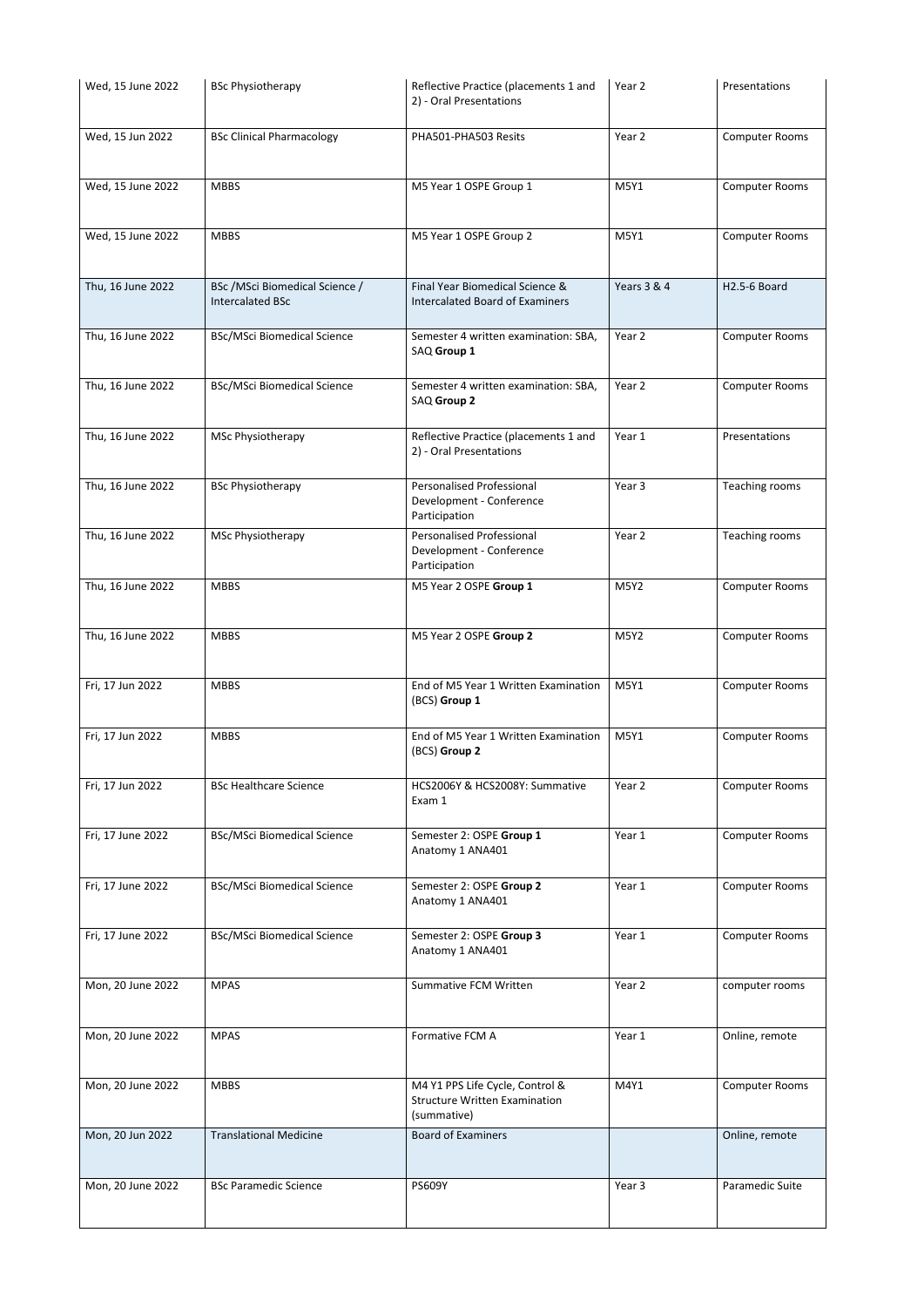| Wed, 15 June 2022 | BSc Physiotherapy | Reflective Practice (placements 1 and 2) - Oral Presentations | Year 2 | Presentations |
|---|---|---|---|---|
| Wed, 15 Jun 2022 | BSc Clinical Pharmacology | PHA501-PHA503 Resits | Year 2 | Computer Rooms |
| Wed, 15 June 2022 | MBBS | M5 Year 1 OSPE Group 1 | M5Y1 | Computer Rooms |
| Wed, 15 June 2022 | MBBS | M5 Year 1 OSPE Group 2 | M5Y1 | Computer Rooms |
| Thu, 16 June 2022 | BSc /MSci Biomedical Science / Intercalated BSc | Final Year Biomedical Science & Intercalated Board of Examiners | Years 3 & 4 | H2.5-6 Board |
| Thu, 16 June 2022 | BSc/MSci Biomedical Science | Semester 4 written examination: SBA, SAQ **Group 1** | Year 2 | Computer Rooms |
| Thu, 16 June 2022 | BSc/MSci Biomedical Science | Semester 4 written examination: SBA, SAQ **Group 2** | Year 2 | Computer Rooms |
| Thu, 16 June 2022 | MSc Physiotherapy | Reflective Practice (placements 1 and 2) - Oral Presentations | Year 1 | Presentations |
| Thu, 16 June 2022 | BSc Physiotherapy | Personalised Professional Development - Conference Participation | Year 3 | Teaching rooms |
| Thu, 16 June 2022 | MSc Physiotherapy | Personalised Professional Development - Conference Participation | Year 2 | Teaching rooms |
| Thu, 16 June 2022 | MBBS | M5 Year 2 OSPE **Group 1** | M5Y2 | Computer Rooms |
| Thu, 16 June 2022 | MBBS | M5 Year 2 OSPE **Group 2** | M5Y2 | Computer Rooms |
| Fri, 17 Jun 2022 | MBBS | End of M5 Year 1 Written Examination (BCS) **Group 1** | M5Y1 | Computer Rooms |
| Fri, 17 Jun 2022 | MBBS | End of M5 Year 1 Written Examination (BCS) **Group 2** | M5Y1 | Computer Rooms |
| Fri, 17 Jun 2022 | BSc Healthcare Science | HCS2006Y & HCS2008Y: Summative Exam 1 | Year 2 | Computer Rooms |
| Fri, 17 June 2022 | BSc/MSci Biomedical Science | Semester 2: OSPE **Group 1** Anatomy 1 ANA401 | Year 1 | Computer Rooms |
| Fri, 17 June 2022 | BSc/MSci Biomedical Science | Semester 2: OSPE **Group 2** Anatomy 1 ANA401 | Year 1 | Computer Rooms |
| Fri, 17 June 2022 | BSc/MSci Biomedical Science | Semester 2: OSPE **Group 3** Anatomy 1 ANA401 | Year 1 | Computer Rooms |
| Mon, 20 June 2022 | MPAS | Summative FCM Written | Year 2 | computer rooms |
| Mon, 20 June 2022 | MPAS | Formative FCM A | Year 1 | Online, remote |
| Mon, 20 June 2022 | MBBS | M4 Y1 PPS Life Cycle, Control & Structure Written Examination (summative) | M4Y1 | Computer Rooms |
| Mon, 20 Jun 2022 | Translational Medicine | Board of Examiners | | Online, remote |
| Mon, 20 June 2022 | BSc Paramedic Science | PS609Y | Year 3 | Paramedic Suite |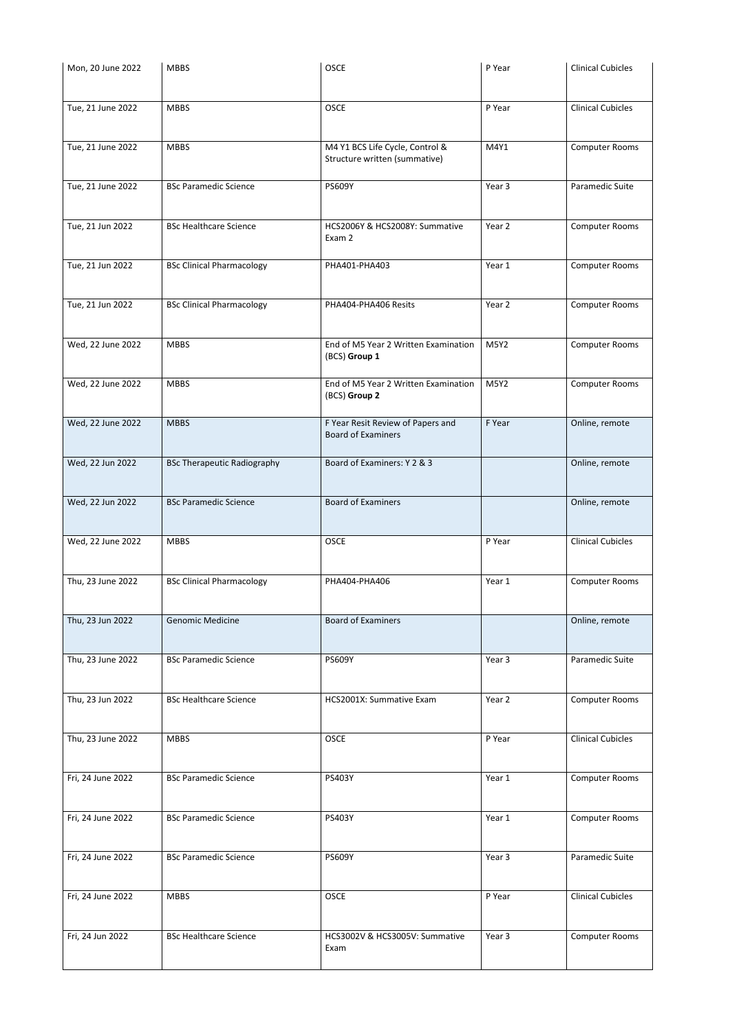| Mon, 20 June 2022 | MBBS | OSCE | P Year | Clinical Cubicles |
|---|---|---|---|---|
| Tue, 21 June 2022 | MBBS | OSCE | P Year | Clinical Cubicles |
| Tue, 21 June 2022 | MBBS | M4 Y1 BCS Life Cycle, Control & Structure written (summative) | M4Y1 | Computer Rooms |
| Tue, 21 June 2022 | BSc Paramedic Science | PS609Y | Year 3 | Paramedic Suite |
| Tue, 21 Jun 2022 | BSc Healthcare Science | HCS2006Y & HCS2008Y: Summative Exam 2 | Year 2 | Computer Rooms |
| Tue, 21 Jun 2022 | BSc Clinical Pharmacology | PHA401-PHA403 | Year 1 | Computer Rooms |
| Tue, 21 Jun 2022 | BSc Clinical Pharmacology | PHA404-PHA406 Resits | Year 2 | Computer Rooms |
| Wed, 22 June 2022 | MBBS | End of M5 Year 2 Written Examination (BCS) **Group 1** | M5Y2 | Computer Rooms |
| Wed, 22 June 2022 | MBBS | End of M5 Year 2 Written Examination (BCS) **Group 2** | M5Y2 | Computer Rooms |
| Wed, 22 June 2022 | MBBS | F Year Resit Review of Papers and Board of Examiners | F Year | Online, remote |
| Wed, 22 Jun 2022 | BSc Therapeutic Radiography | Board of Examiners: Y 2 & 3 | | Online, remote |
| Wed, 22 Jun 2022 | BSc Paramedic Science | Board of Examiners | | Online, remote |
| Wed, 22 June 2022 | MBBS | OSCE | P Year | Clinical Cubicles |
| Thu, 23 June 2022 | BSc Clinical Pharmacology | PHA404-PHA406 | Year 1 | Computer Rooms |
| Thu, 23 Jun 2022 | Genomic Medicine | Board of Examiners | | Online, remote |
| Thu, 23 June 2022 | BSc Paramedic Science | PS609Y | Year 3 | Paramedic Suite |
| Thu, 23 Jun 2022 | BSc Healthcare Science | HCS2001X: Summative Exam | Year 2 | Computer Rooms |
| Thu, 23 June 2022 | MBBS | OSCE | P Year | Clinical Cubicles |
| Fri, 24 June 2022 | BSc Paramedic Science | PS403Y | Year 1 | Computer Rooms |
| Fri, 24 June 2022 | BSc Paramedic Science | PS403Y | Year 1 | Computer Rooms |
| Fri, 24 June 2022 | BSc Paramedic Science | PS609Y | Year 3 | Paramedic Suite |
| Fri, 24 June 2022 | MBBS | OSCE | P Year | Clinical Cubicles |
| Fri, 24 Jun 2022 | BSc Healthcare Science | HCS3002V & HCS3005V: Summative Exam | Year 3 | Computer Rooms |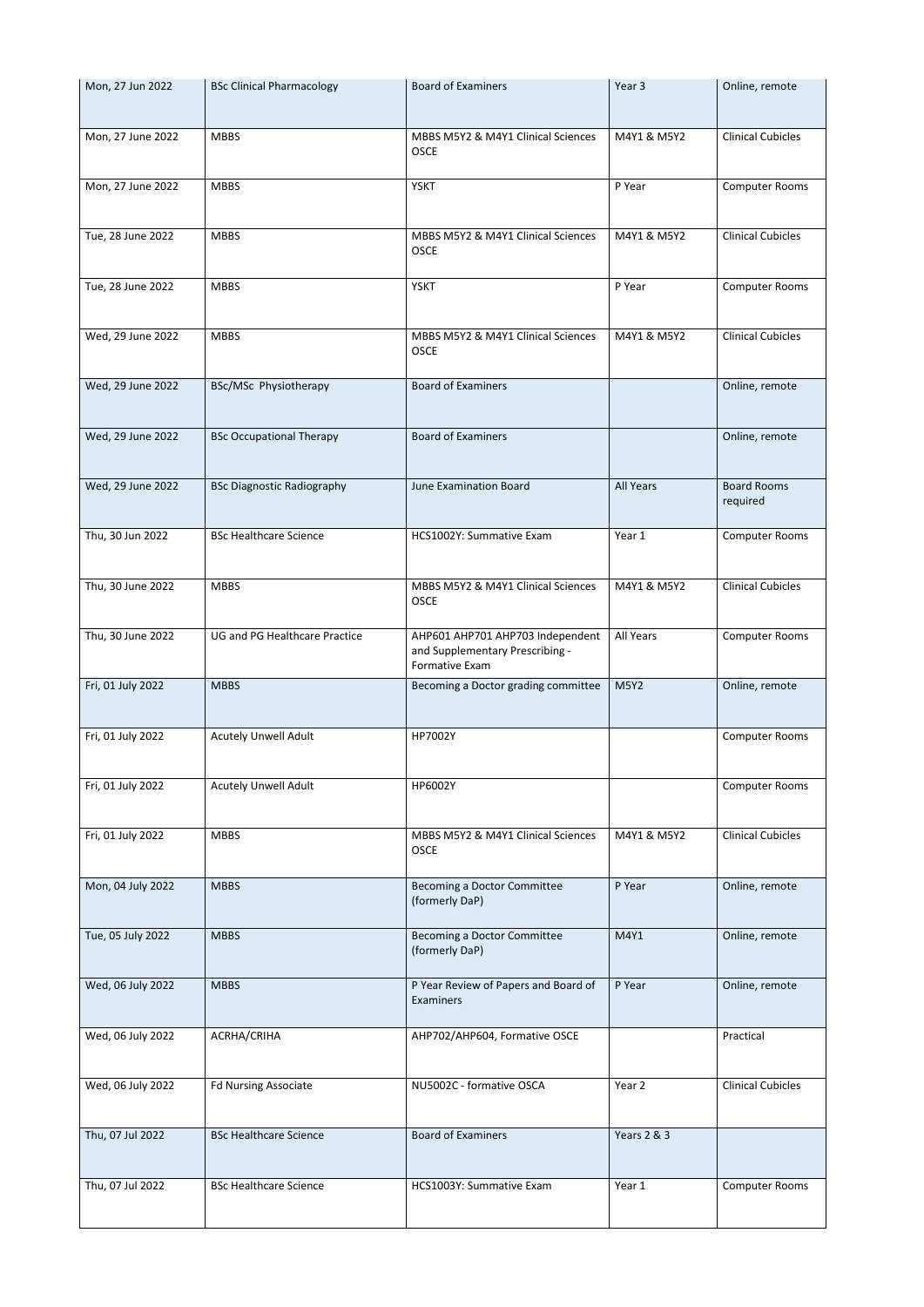| Mon, 27 Jun 2022 | BSc Clinical Pharmacology | Board of Examiners | Year 3 | Online, remote |
|---|---|---|---|---|
| Mon, 27 June 2022 | MBBS | MBBS M5Y2 & M4Y1 Clinical Sciences OSCE | M4Y1 & M5Y2 | Clinical Cubicles |
| Mon, 27 June 2022 | MBBS | YSKT | P Year | Computer Rooms |
| Tue, 28 June 2022 | MBBS | MBBS M5Y2 & M4Y1 Clinical Sciences OSCE | M4Y1 & M5Y2 | Clinical Cubicles |
| Tue, 28 June 2022 | MBBS | YSKT | P Year | Computer Rooms |
| Wed, 29 June 2022 | MBBS | MBBS M5Y2 & M4Y1 Clinical Sciences OSCE | M4Y1 & M5Y2 | Clinical Cubicles |
| Wed, 29 June 2022 | BSc/MSc Physiotherapy | Board of Examiners | | Online, remote |
| Wed, 29 June 2022 | BSc Occupational Therapy | Board of Examiners | | Online, remote |
| Wed, 29 June 2022 | BSc Diagnostic Radiography | June Examination Board | All Years | Board Rooms required |
| Thu, 30 Jun 2022 | BSc Healthcare Science | HCS1002Y: Summative Exam | Year 1 | Computer Rooms |
| Thu, 30 June 2022 | MBBS | MBBS M5Y2 & M4Y1 Clinical Sciences OSCE | M4Y1 & M5Y2 | Clinical Cubicles |
| Thu, 30 June 2022 | UG and PG Healthcare Practice | AHP601 AHP701 AHP703 Independent and Supplementary Prescribing - Formative Exam | All Years | Computer Rooms |
| Fri, 01 July 2022 | MBBS | Becoming a Doctor grading committee | M5Y2 | Online, remote |
| Fri, 01 July 2022 | Acutely Unwell Adult | HP7002Y | | Computer Rooms |
| Fri, 01 July 2022 | Acutely Unwell Adult | HP6002Y | | Computer Rooms |
| Fri, 01 July 2022 | MBBS | MBBS M5Y2 & M4Y1 Clinical Sciences OSCE | M4Y1 & M5Y2 | Clinical Cubicles |
| Mon, 04 July 2022 | MBBS | Becoming a Doctor Committee (formerly DaP) | P Year | Online, remote |
| Tue, 05 July 2022 | MBBS | Becoming a Doctor Committee (formerly DaP) | M4Y1 | Online, remote |
| Wed, 06 July 2022 | MBBS | P Year Review of Papers and Board of Examiners | P Year | Online, remote |
| Wed, 06 July 2022 | ACRHA/CRIHA | AHP702/AHP604, Formative OSCE | | Practical |
| Wed, 06 July 2022 | Fd Nursing Associate | NU5002C - formative OSCA | Year 2 | Clinical Cubicles |
| Thu, 07 Jul 2022 | BSc Healthcare Science | Board of Examiners | Years 2 & 3 | |
| Thu, 07 Jul 2022 | BSc Healthcare Science | HCS1003Y: Summative Exam | Year 1 | Computer Rooms |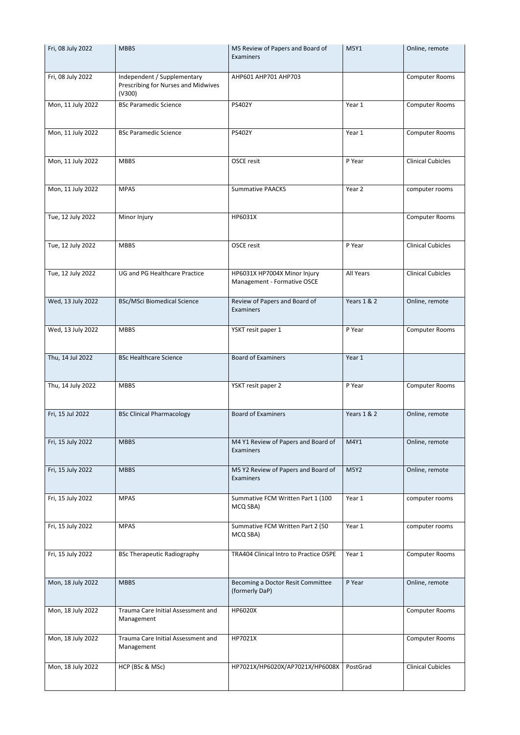| Fri, 08 July 2022 | MBBS | M5 Review of Papers and Board of Examiners | M5Y1 | Online, remote |
|---|---|---|---|---|
| Fri, 08 July 2022 | Independent / Supplementary Prescribing for Nurses and Midwives (V300) | AHP601 AHP701 AHP703 | | Computer Rooms |
| Mon, 11 July 2022 | BSc Paramedic Science | PS402Y | Year 1 | Computer Rooms |
| Mon, 11 July 2022 | BSc Paramedic Science | PS402Y | Year 1 | Computer Rooms |
| Mon, 11 July 2022 | MBBS | OSCE resit | P Year | Clinical Cubicles |
| Mon, 11 July 2022 | MPAS | Summative PAACKS | Year 2 | computer rooms |
| Tue, 12 July 2022 | Minor Injury | HP6031X | | Computer Rooms |
| Tue, 12 July 2022 | MBBS | OSCE resit | P Year | Clinical Cubicles |
| Tue, 12 July 2022 | UG and PG Healthcare Practice | HP6031X HP7004X Minor Injury Management - Formative OSCE | All Years | Clinical Cubicles |
| Wed, 13 July 2022 | BSc/MSci Biomedical Science | Review of Papers and Board of Examiners | Years 1 & 2 | Online, remote |
| Wed, 13 July 2022 | MBBS | YSKT resit paper 1 | P Year | Computer Rooms |
| Thu, 14 Jul 2022 | BSc Healthcare Science | Board of Examiners | Year 1 | |
| Thu, 14 July 2022 | MBBS | YSKT resit paper 2 | P Year | Computer Rooms |
| Fri, 15 Jul 2022 | BSc Clinical Pharmacology | Board of Examiners | Years 1 & 2 | Online, remote |
| Fri, 15 July 2022 | MBBS | M4 Y1 Review of Papers and Board of Examiners | M4Y1 | Online, remote |
| Fri, 15 July 2022 | MBBS | M5 Y2 Review of Papers and Board of Examiners | M5Y2 | Online, remote |
| Fri, 15 July 2022 | MPAS | Summative FCM Written Part 1 (100 MCQ SBA) | Year 1 | computer rooms |
| Fri, 15 July 2022 | MPAS | Summative FCM Written Part 2 (50 MCQ SBA) | Year 1 | computer rooms |
| Fri, 15 July 2022 | BSc Therapeutic Radiography | TRA404 Clinical Intro to Practice OSPE | Year 1 | Computer Rooms |
| Mon, 18 July 2022 | MBBS | Becoming a Doctor Resit Committee (formerly DaP) | P Year | Online, remote |
| Mon, 18 July 2022 | Trauma Care Initial Assessment and Management | HP6020X | | Computer Rooms |
| Mon, 18 July 2022 | Trauma Care Initial Assessment and Management | HP7021X | | Computer Rooms |
| Mon, 18 July 2022 | HCP (BSc & MSc) | HP7021X/HP6020X/AP7021X/HP6008X | PostGrad | Clinical Cubicles |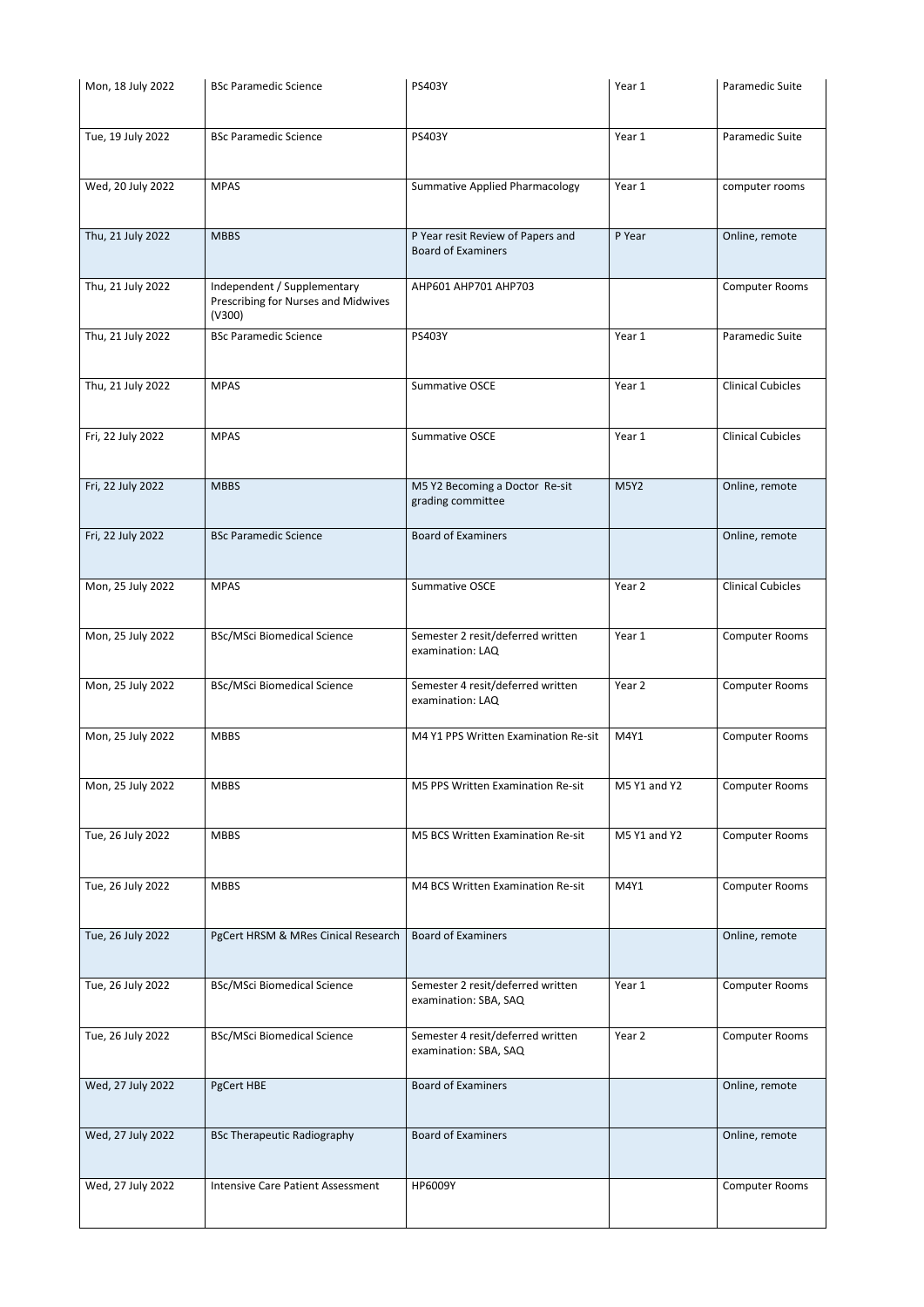| | | | | |
|---|---|---|---|---|
| Mon, 18 July 2022 | BSc Paramedic Science | PS403Y | Year 1 | Paramedic Suite |
| Tue, 19 July 2022 | BSc Paramedic Science | PS403Y | Year 1 | Paramedic Suite |
| Wed, 20 July 2022 | MPAS | Summative Applied Pharmacology | Year 1 | computer rooms |
| Thu, 21 July 2022 | MBBS | P Year resit Review of Papers and Board of Examiners | P Year | Online, remote |
| Thu, 21 July 2022 | Independent / Supplementary Prescribing for Nurses and Midwives (V300) | AHP601 AHP701 AHP703 | | Computer Rooms |
| Thu, 21 July 2022 | BSc Paramedic Science | PS403Y | Year 1 | Paramedic Suite |
| Thu, 21 July 2022 | MPAS | Summative OSCE | Year 1 | Clinical Cubicles |
| Fri, 22 July 2022 | MPAS | Summative OSCE | Year 1 | Clinical Cubicles |
| Fri, 22 July 2022 | MBBS | M5 Y2 Becoming a Doctor Re-sit grading committee | M5Y2 | Online, remote |
| Fri, 22 July 2022 | BSc Paramedic Science | Board of Examiners | | Online, remote |
| Mon, 25 July 2022 | MPAS | Summative OSCE | Year 2 | Clinical Cubicles |
| Mon, 25 July 2022 | BSc/MSci Biomedical Science | Semester 2 resit/deferred written examination: LAQ | Year 1 | Computer Rooms |
| Mon, 25 July 2022 | BSc/MSci Biomedical Science | Semester 4 resit/deferred written examination: LAQ | Year 2 | Computer Rooms |
| Mon, 25 July 2022 | MBBS | M4 Y1 PPS Written Examination Re-sit | M4Y1 | Computer Rooms |
| Mon, 25 July 2022 | MBBS | M5 PPS Written Examination Re-sit | M5 Y1 and Y2 | Computer Rooms |
| Tue, 26 July 2022 | MBBS | M5 BCS Written Examination Re-sit | M5 Y1 and Y2 | Computer Rooms |
| Tue, 26 July 2022 | MBBS | M4 BCS Written Examination Re-sit | M4Y1 | Computer Rooms |
| Tue, 26 July 2022 | PgCert HRSM & MRes Cinical Research | Board of Examiners | | Online, remote |
| Tue, 26 July 2022 | BSc/MSci Biomedical Science | Semester 2 resit/deferred written examination: SBA, SAQ | Year 1 | Computer Rooms |
| Tue, 26 July 2022 | BSc/MSci Biomedical Science | Semester 4 resit/deferred written examination: SBA, SAQ | Year 2 | Computer Rooms |
| Wed, 27 July 2022 | PgCert HBE | Board of Examiners | | Online, remote |
| Wed, 27 July 2022 | BSc Therapeutic Radiography | Board of Examiners | | Online, remote |
| Wed, 27 July 2022 | Intensive Care Patient Assessment | HP6009Y | | Computer Rooms |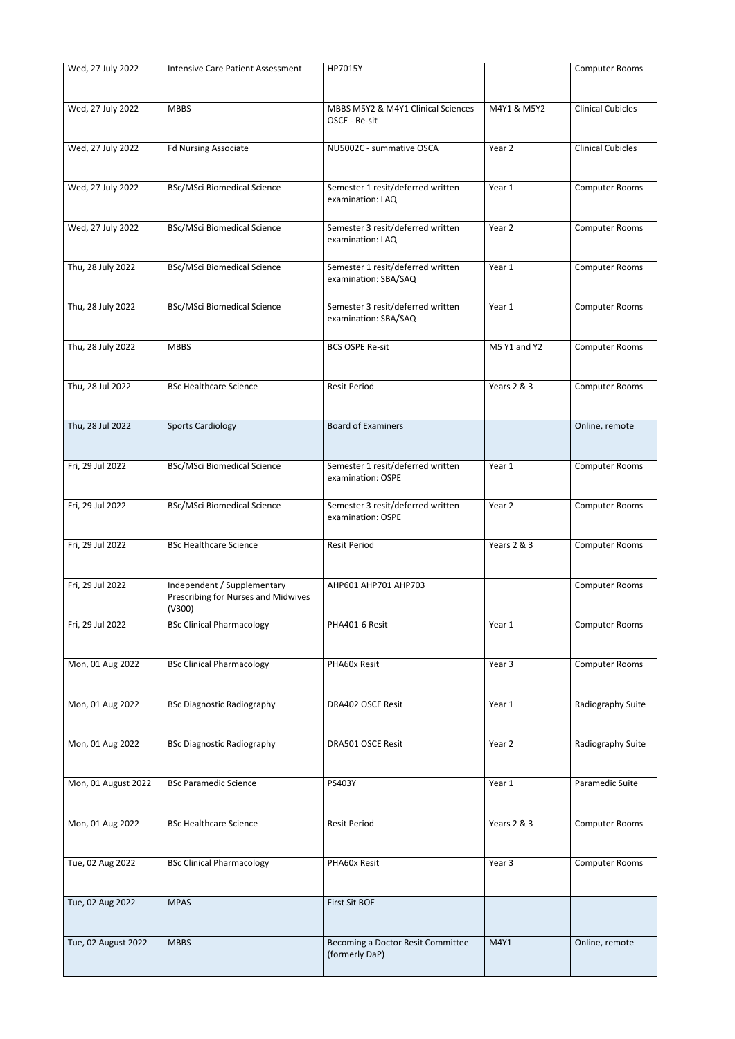| Wed, 27 July 2022 | Intensive Care Patient Assessment | HP7015Y | | Computer Rooms |
|---|---|---|---|---|
| Wed, 27 July 2022 | MBBS | MBBS M5Y2 & M4Y1 Clinical Sciences OSCE - Re-sit | M4Y1 & M5Y2 | Clinical Cubicles |
| Wed, 27 July 2022 | Fd Nursing Associate | NU5002C - summative OSCA | Year 2 | Clinical Cubicles |
| Wed, 27 July 2022 | BSc/MSci Biomedical Science | Semester 1 resit/deferred written examination: LAQ | Year 1 | Computer Rooms |
| Wed, 27 July 2022 | BSc/MSci Biomedical Science | Semester 3 resit/deferred written examination: LAQ | Year 2 | Computer Rooms |
| Thu, 28 July 2022 | BSc/MSci Biomedical Science | Semester 1 resit/deferred written examination: SBA/SAQ | Year 1 | Computer Rooms |
| Thu, 28 July 2022 | BSc/MSci Biomedical Science | Semester 3 resit/deferred written examination: SBA/SAQ | Year 1 | Computer Rooms |
| Thu, 28 July 2022 | MBBS | BCS OSPE Re-sit | M5 Y1 and Y2 | Computer Rooms |
| Thu, 28 Jul 2022 | BSc Healthcare Science | Resit Period | Years 2 & 3 | Computer Rooms |
| Thu, 28 Jul 2022 | Sports Cardiology | Board of Examiners | | Online, remote |
| Fri, 29 Jul 2022 | BSc/MSci Biomedical Science | Semester 1 resit/deferred written examination: OSPE | Year 1 | Computer Rooms |
| Fri, 29 Jul 2022 | BSc/MSci Biomedical Science | Semester 3 resit/deferred written examination: OSPE | Year 2 | Computer Rooms |
| Fri, 29 Jul 2022 | BSc Healthcare Science | Resit Period | Years 2 & 3 | Computer Rooms |
| Fri, 29 Jul 2022 | Independent / Supplementary Prescribing for Nurses and Midwives (V300) | AHP601 AHP701 AHP703 | | Computer Rooms |
| Fri, 29 Jul 2022 | BSc Clinical Pharmacology | PHA401-6 Resit | Year 1 | Computer Rooms |
| Mon, 01 Aug 2022 | BSc Clinical Pharmacology | PHA60x Resit | Year 3 | Computer Rooms |
| Mon, 01 Aug 2022 | BSc Diagnostic Radiography | DRA402 OSCE Resit | Year 1 | Radiography Suite |
| Mon, 01 Aug 2022 | BSc Diagnostic Radiography | DRA501 OSCE Resit | Year 2 | Radiography Suite |
| Mon, 01 August 2022 | BSc Paramedic Science | PS403Y | Year 1 | Paramedic Suite |
| Mon, 01 Aug 2022 | BSc Healthcare Science | Resit Period | Years 2 & 3 | Computer Rooms |
| Tue, 02 Aug 2022 | BSc Clinical Pharmacology | PHA60x Resit | Year 3 | Computer Rooms |
| Tue, 02 Aug 2022 | MPAS | First Sit BOE | | |
| Tue, 02 August 2022 | MBBS | Becoming a Doctor Resit Committee (formerly DaP) | M4Y1 | Online, remote |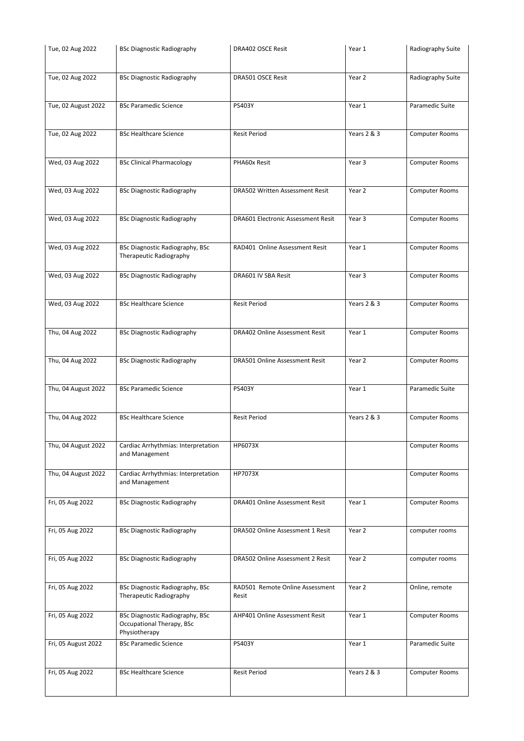| Tue, 02 Aug 2022 | BSc Diagnostic Radiography | DRA402 OSCE Resit | Year 1 | Radiography Suite |
|---|---|---|---|---|
| Tue, 02 Aug 2022 | BSc Diagnostic Radiography | DRA501 OSCE Resit | Year 2 | Radiography Suite |
| Tue, 02 August 2022 | BSc Paramedic Science | PS403Y | Year 1 | Paramedic Suite |
| Tue, 02 Aug 2022 | BSc Healthcare Science | Resit Period | Years 2 & 3 | Computer Rooms |
| Wed, 03 Aug 2022 | BSc Clinical Pharmacology | PHA60x Resit | Year 3 | Computer Rooms |
| Wed, 03 Aug 2022 | BSc Diagnostic Radiography | DRA502 Written Assessment Resit | Year 2 | Computer Rooms |
| Wed, 03 Aug 2022 | BSc Diagnostic Radiography | DRA601 Electronic Assessment Resit | Year 3 | Computer Rooms |
| Wed, 03 Aug 2022 | BSc Diagnostic Radiography, BSc Therapeutic Radiography | RAD401 Online Assessment Resit | Year 1 | Computer Rooms |
| Wed, 03 Aug 2022 | BSc Diagnostic Radiography | DRA601 IV SBA Resit | Year 3 | Computer Rooms |
| Wed, 03 Aug 2022 | BSc Healthcare Science | Resit Period | Years 2 & 3 | Computer Rooms |
| Thu, 04 Aug 2022 | BSc Diagnostic Radiography | DRA402 Online Assessment Resit | Year 1 | Computer Rooms |
| Thu, 04 Aug 2022 | BSc Diagnostic Radiography | DRA501 Online Assessment Resit | Year 2 | Computer Rooms |
| Thu, 04 August 2022 | BSc Paramedic Science | PS403Y | Year 1 | Paramedic Suite |
| Thu, 04 Aug 2022 | BSc Healthcare Science | Resit Period | Years 2 & 3 | Computer Rooms |
| Thu, 04 August 2022 | Cardiac Arrhythmias: Interpretation and Management | HP6073X | | Computer Rooms |
| Thu, 04 August 2022 | Cardiac Arrhythmias: Interpretation and Management | HP7073X | | Computer Rooms |
| Fri, 05 Aug 2022 | BSc Diagnostic Radiography | DRA401 Online Assessment Resit | Year 1 | Computer Rooms |
| Fri, 05 Aug 2022 | BSc Diagnostic Radiography | DRA502 Online Assessment 1 Resit | Year 2 | computer rooms |
| Fri, 05 Aug 2022 | BSc Diagnostic Radiography | DRA502 Online Assessment 2 Resit | Year 2 | computer rooms |
| Fri, 05 Aug 2022 | BSc Diagnostic Radiography, BSc Therapeutic Radiography | RAD501 Remote Online Assessment Resit | Year 2 | Online, remote |
| Fri, 05 Aug 2022 | BSc Diagnostic Radiography, BSc Occupational Therapy, BSc Physiotherapy | AHP401 Online Assessment Resit | Year 1 | Computer Rooms |
| Fri, 05 August 2022 | BSc Paramedic Science | PS403Y | Year 1 | Paramedic Suite |
| Fri, 05 Aug 2022 | BSc Healthcare Science | Resit Period | Years 2 & 3 | Computer Rooms |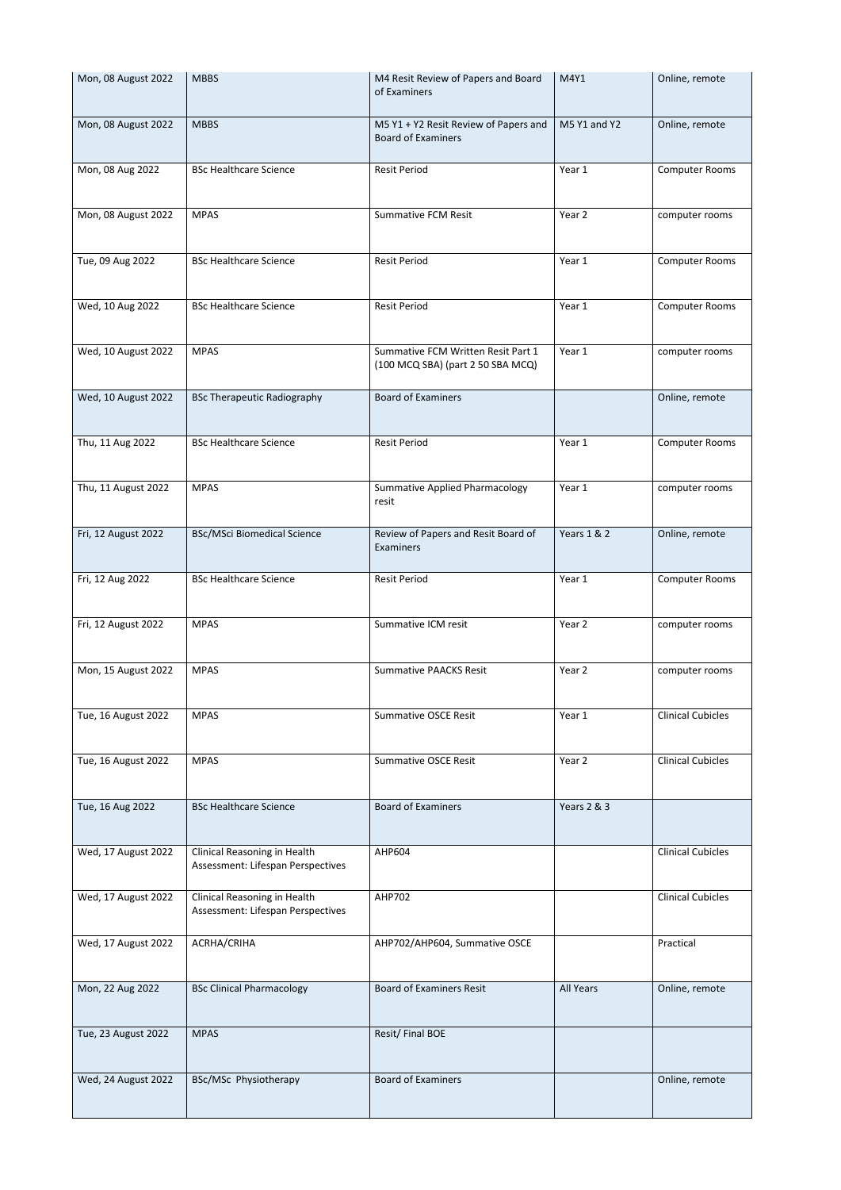| Mon, 08 August 2022 | MBBS | M4 Resit Review of Papers and Board of Examiners | M4Y1 | Online, remote |
|---|---|---|---|---|
| Mon, 08 August 2022 | MBBS | M5 Y1 + Y2 Resit Review of Papers and Board of Examiners | M5 Y1 and Y2 | Online, remote |
| Mon, 08 Aug 2022 | BSc Healthcare Science | Resit Period | Year 1 | Computer Rooms |
| Mon, 08 August 2022 | MPAS | Summative FCM Resit | Year 2 | computer rooms |
| Tue, 09 Aug 2022 | BSc Healthcare Science | Resit Period | Year 1 | Computer Rooms |
| Wed, 10 Aug 2022 | BSc Healthcare Science | Resit Period | Year 1 | Computer Rooms |
| Wed, 10 August 2022 | MPAS | Summative FCM Written Resit Part 1 (100 MCQ SBA) (part 2 50 SBA MCQ) | Year 1 | computer rooms |
| Wed, 10 August 2022 | BSc Therapeutic Radiography | Board of Examiners | | Online, remote |
| Thu, 11 Aug 2022 | BSc Healthcare Science | Resit Period | Year 1 | Computer Rooms |
| Thu, 11 August 2022 | MPAS | Summative Applied Pharmacology resit | Year 1 | computer rooms |
| Fri, 12 August 2022 | BSc/MSci Biomedical Science | Review of Papers and Resit Board of Examiners | Years 1 & 2 | Online, remote |
| Fri, 12 Aug 2022 | BSc Healthcare Science | Resit Period | Year 1 | Computer Rooms |
| Fri, 12 August 2022 | MPAS | Summative ICM resit | Year 2 | computer rooms |
| Mon, 15 August 2022 | MPAS | Summative PAACKS Resit | Year 2 | computer rooms |
| Tue, 16 August 2022 | MPAS | Summative OSCE Resit | Year 1 | Clinical Cubicles |
| Tue, 16 August 2022 | MPAS | Summative OSCE Resit | Year 2 | Clinical Cubicles |
| Tue, 16 Aug 2022 | BSc Healthcare Science | Board of Examiners | Years 2 & 3 | |
| Wed, 17 August 2022 | Clinical Reasoning in Health Assessment: Lifespan Perspectives | AHP604 | | Clinical Cubicles |
| Wed, 17 August 2022 | Clinical Reasoning in Health Assessment: Lifespan Perspectives | AHP702 | | Clinical Cubicles |
| Wed, 17 August 2022 | ACRHA/CRIHA | AHP702/AHP604, Summative OSCE | | Practical |
| Mon, 22 Aug 2022 | BSc Clinical Pharmacology | Board of Examiners Resit | All Years | Online, remote |
| Tue, 23 August 2022 | MPAS | Resit/ Final BOE | | |
| Wed, 24 August 2022 | BSc/MSc Physiotherapy | Board of Examiners | | Online, remote |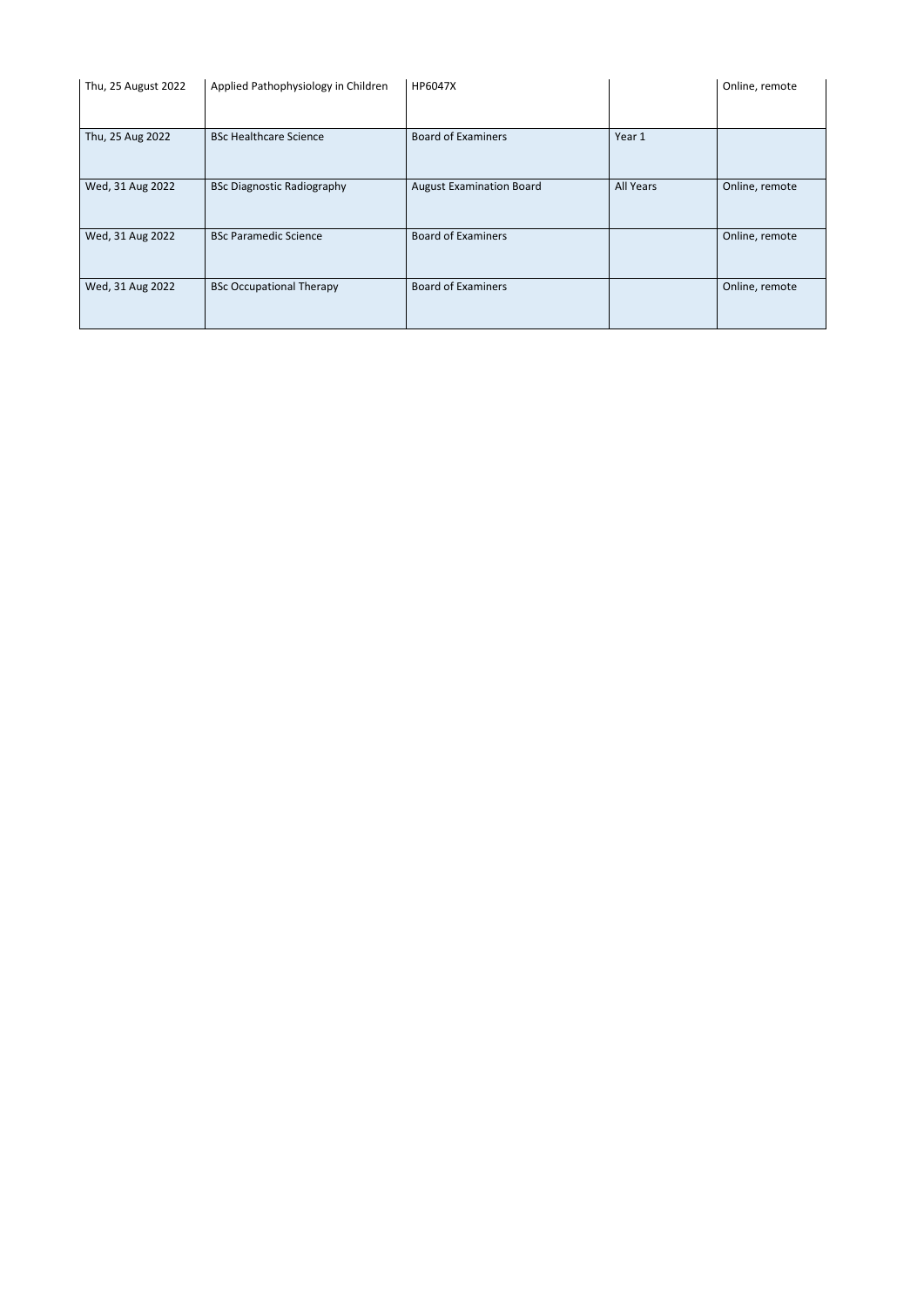| | | | | |
|---|---|---|---|---|
| Thu, 25 August 2022 | Applied Pathophysiology in Children | HP6047X | | Online, remote |
| Thu, 25 Aug 2022 | BSc Healthcare Science | Board of Examiners | Year 1 | |
| Wed, 31 Aug 2022 | BSc Diagnostic Radiography | August Examination Board | All Years | Online, remote |
| Wed, 31 Aug 2022 | BSc Paramedic Science | Board of Examiners | | Online, remote |
| Wed, 31 Aug 2022 | BSc Occupational Therapy | Board of Examiners | | Online, remote |